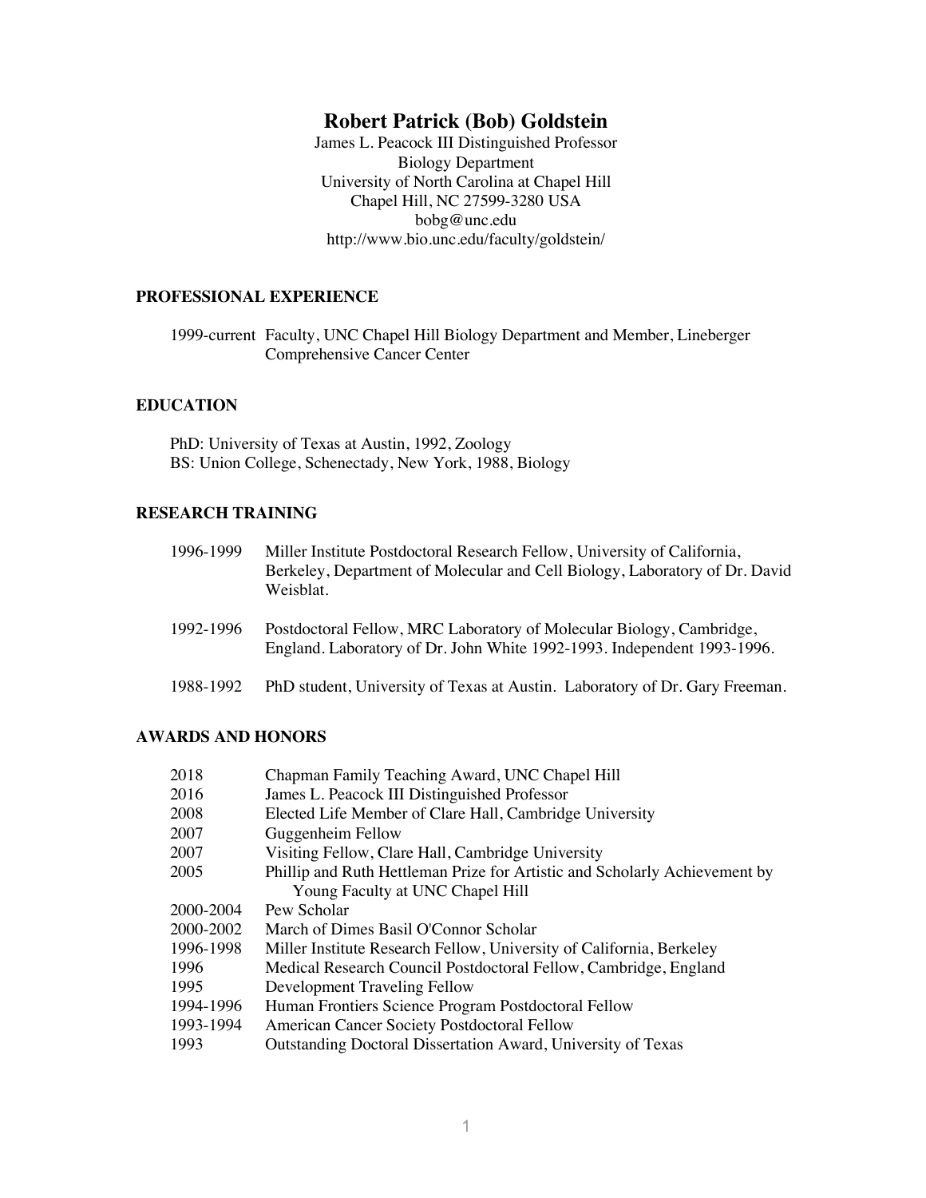# Robert Patrick (Bob) Goldstein

James L. Peacock III Distinguished Professor
Biology Department
University of North Carolina at Chapel Hill
Chapel Hill, NC 27599-3280 USA
bobg@unc.edu
http://www.bio.unc.edu/faculty/goldstein/

## PROFESSIONAL EXPERIENCE

1999-current Faculty, UNC Chapel Hill Biology Department and Member, Lineberger Comprehensive Cancer Center

## EDUCATION

PhD: University of Texas at Austin, 1992, Zoology
BS: Union College, Schenectady, New York, 1988, Biology

## RESEARCH TRAINING

1996-1999 Miller Institute Postdoctoral Research Fellow, University of California, Berkeley, Department of Molecular and Cell Biology, Laboratory of Dr. David Weisblat.

1992-1996 Postdoctoral Fellow, MRC Laboratory of Molecular Biology, Cambridge, England. Laboratory of Dr. John White 1992-1993. Independent 1993-1996.

1988-1992 PhD student, University of Texas at Austin. Laboratory of Dr. Gary Freeman.

## AWARDS AND HONORS

| | |
|---|---|
| 2018 | Chapman Family Teaching Award, UNC Chapel Hill |
| 2016 | James L. Peacock III Distinguished Professor |
| 2008 | Elected Life Member of Clare Hall, Cambridge University |
| 2007 | Guggenheim Fellow |
| 2007 | Visiting Fellow, Clare Hall, Cambridge University |
| 2005 | Phillip and Ruth Hettleman Prize for Artistic and Scholarly Achievement by Young Faculty at UNC Chapel Hill |
| 2000-2004 | Pew Scholar |
| 2000-2002 | March of Dimes Basil O'Connor Scholar |
| 1996-1998 | Miller Institute Research Fellow, University of California, Berkeley |
| 1996 | Medical Research Council Postdoctoral Fellow, Cambridge, England |
| 1995 | Development Traveling Fellow |
| 1994-1996 | Human Frontiers Science Program Postdoctoral Fellow |
| 1993-1994 | American Cancer Society Postdoctoral Fellow |
| 1993 | Outstanding Doctoral Dissertation Award, University of Texas |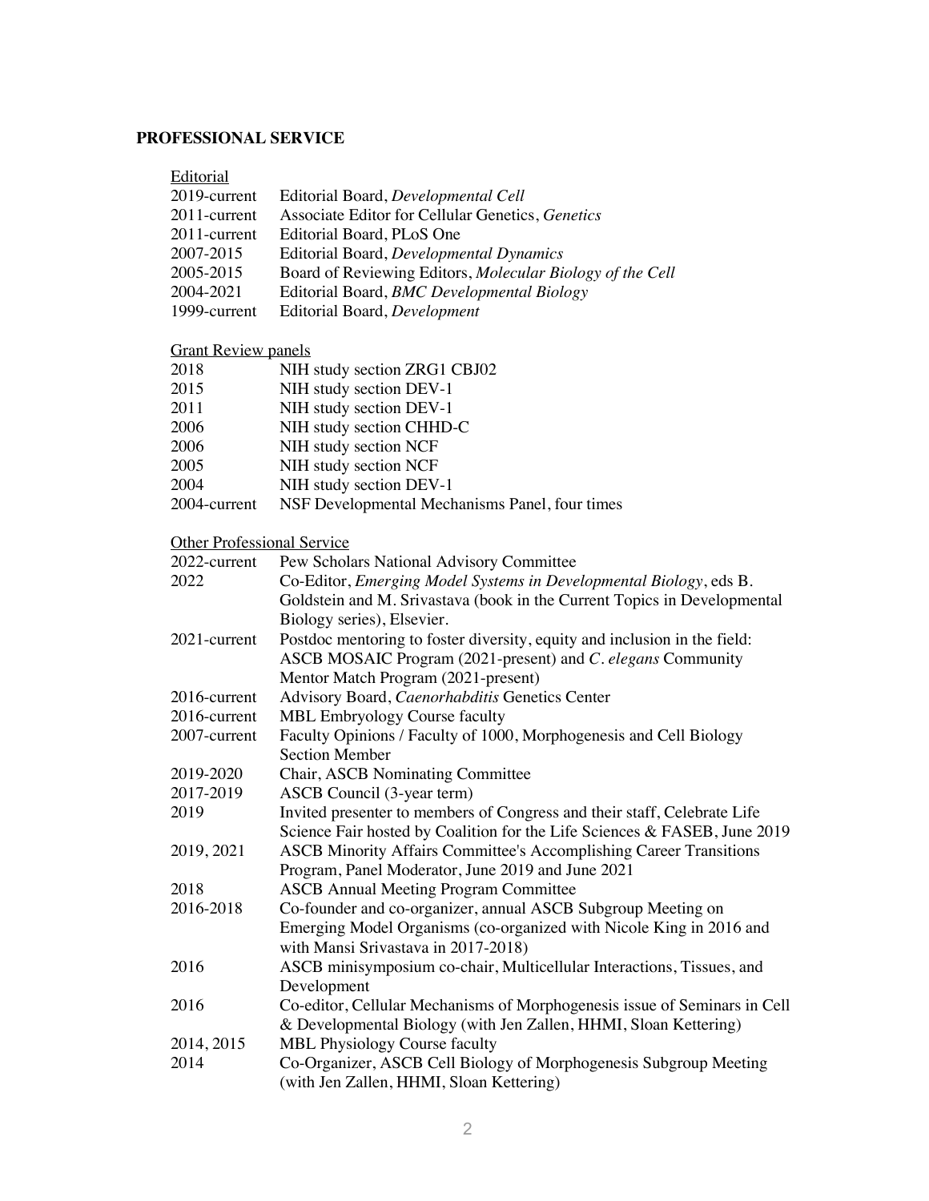## PROFESSIONAL SERVICE

### Editorial

| | |
|---|---|
| 2019-current | Editorial Board, *Developmental Cell* |
| 2011-current | Associate Editor for Cellular Genetics, *Genetics* |
| 2011-current | Editorial Board, PLoS One |
| 2007-2015 | Editorial Board, *Developmental Dynamics* |
| 2005-2015 | Board of Reviewing Editors, *Molecular Biology of the Cell* |
| 2004-2021 | Editorial Board, *BMC Developmental Biology* |
| 1999-current | Editorial Board, *Development* |

### Grant Review panels

| | |
|---|---|
| 2018 | NIH study section ZRG1 CBJ02 |
| 2015 | NIH study section DEV-1 |
| 2011 | NIH study section DEV-1 |
| 2006 | NIH study section CHHD-C |
| 2006 | NIH study section NCF |
| 2005 | NIH study section NCF |
| 2004 | NIH study section DEV-1 |
| 2004-current | NSF Developmental Mechanisms Panel, four times |

### Other Professional Service

| | |
|---|---|
| 2022-current | Pew Scholars National Advisory Committee |
| 2022 | Co-Editor, *Emerging Model Systems in Developmental Biology*, eds B. Goldstein and M. Srivastava (book in the Current Topics in Developmental Biology series), Elsevier. |
| 2021-current | Postdoc mentoring to foster diversity, equity and inclusion in the field: ASCB MOSAIC Program (2021-present) and *C. elegans* Community Mentor Match Program (2021-present) |
| 2016-current | Advisory Board, *Caenorhabditis* Genetics Center |
| 2016-current | MBL Embryology Course faculty |
| 2007-current | Faculty Opinions / Faculty of 1000, Morphogenesis and Cell Biology Section Member |
| 2019-2020 | Chair, ASCB Nominating Committee |
| 2017-2019 | ASCB Council (3-year term) |
| 2019 | Invited presenter to members of Congress and their staff, Celebrate Life Science Fair hosted by Coalition for the Life Sciences & FASEB, June 2019 |
| 2019, 2021 | ASCB Minority Affairs Committee's Accomplishing Career Transitions Program, Panel Moderator, June 2019 and June 2021 |
| 2018 | ASCB Annual Meeting Program Committee |
| 2016-2018 | Co-founder and co-organizer, annual ASCB Subgroup Meeting on Emerging Model Organisms (co-organized with Nicole King in 2016 and with Mansi Srivastava in 2017-2018) |
| 2016 | ASCB minisymposium co-chair, Multicellular Interactions, Tissues, and Development |
| 2016 | Co-editor, Cellular Mechanisms of Morphogenesis issue of Seminars in Cell & Developmental Biology (with Jen Zallen, HHMI, Sloan Kettering) |
| 2014, 2015 | MBL Physiology Course faculty |
| 2014 | Co-Organizer, ASCB Cell Biology of Morphogenesis Subgroup Meeting (with Jen Zallen, HHMI, Sloan Kettering) |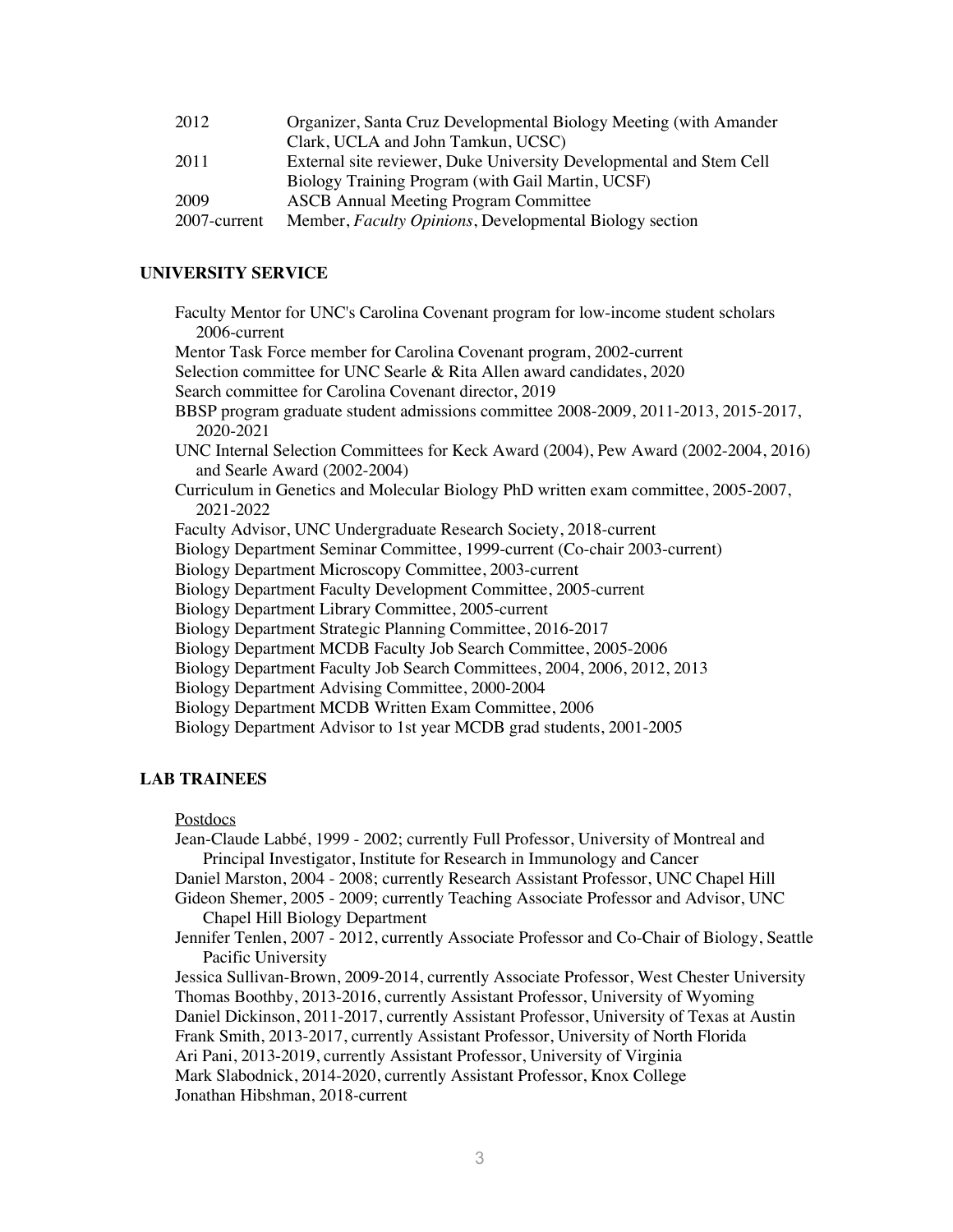| | |
|---|---|
| 2012 | Organizer, Santa Cruz Developmental Biology Meeting (with Amander Clark, UCLA and John Tamkun, UCSC) |
| 2011 | External site reviewer, Duke University Developmental and Stem Cell Biology Training Program (with Gail Martin, UCSF) |
| 2009 | ASCB Annual Meeting Program Committee |
| 2007-current | Member, *Faculty Opinions*, Developmental Biology section |

## UNIVERSITY SERVICE

Faculty Mentor for UNC's Carolina Covenant program for low-income student scholars 2006-current

Mentor Task Force member for Carolina Covenant program, 2002-current

Selection committee for UNC Searle & Rita Allen award candidates, 2020

Search committee for Carolina Covenant director, 2019

BBSP program graduate student admissions committee 2008-2009, 2011-2013, 2015-2017, 2020-2021

UNC Internal Selection Committees for Keck Award (2004), Pew Award (2002-2004, 2016) and Searle Award (2002-2004)

Curriculum in Genetics and Molecular Biology PhD written exam committee, 2005-2007, 2021-2022

Faculty Advisor, UNC Undergraduate Research Society, 2018-current

Biology Department Seminar Committee, 1999-current (Co-chair 2003-current)

Biology Department Microscopy Committee, 2003-current

Biology Department Faculty Development Committee, 2005-current

Biology Department Library Committee, 2005-current

Biology Department Strategic Planning Committee, 2016-2017

Biology Department MCDB Faculty Job Search Committee, 2005-2006

Biology Department Faculty Job Search Committees, 2004, 2006, 2012, 2013

Biology Department Advising Committee, 2000-2004

Biology Department MCDB Written Exam Committee, 2006

Biology Department Advisor to 1st year MCDB grad students, 2001-2005

## LAB TRAINEES

Postdocs

Jean-Claude Labbé, 1999 - 2002; currently Full Professor, University of Montreal and Principal Investigator, Institute for Research in Immunology and Cancer

Daniel Marston, 2004 - 2008; currently Research Assistant Professor, UNC Chapel Hill

Gideon Shemer, 2005 - 2009; currently Teaching Associate Professor and Advisor, UNC Chapel Hill Biology Department

Jennifer Tenlen, 2007 - 2012, currently Associate Professor and Co-Chair of Biology, Seattle Pacific University

Jessica Sullivan-Brown, 2009-2014, currently Associate Professor, West Chester University

Thomas Boothby, 2013-2016, currently Assistant Professor, University of Wyoming

Daniel Dickinson, 2011-2017, currently Assistant Professor, University of Texas at Austin

Frank Smith, 2013-2017, currently Assistant Professor, University of North Florida

Ari Pani, 2013-2019, currently Assistant Professor, University of Virginia

Mark Slabodnick, 2014-2020, currently Assistant Professor, Knox College

Jonathan Hibshman, 2018-current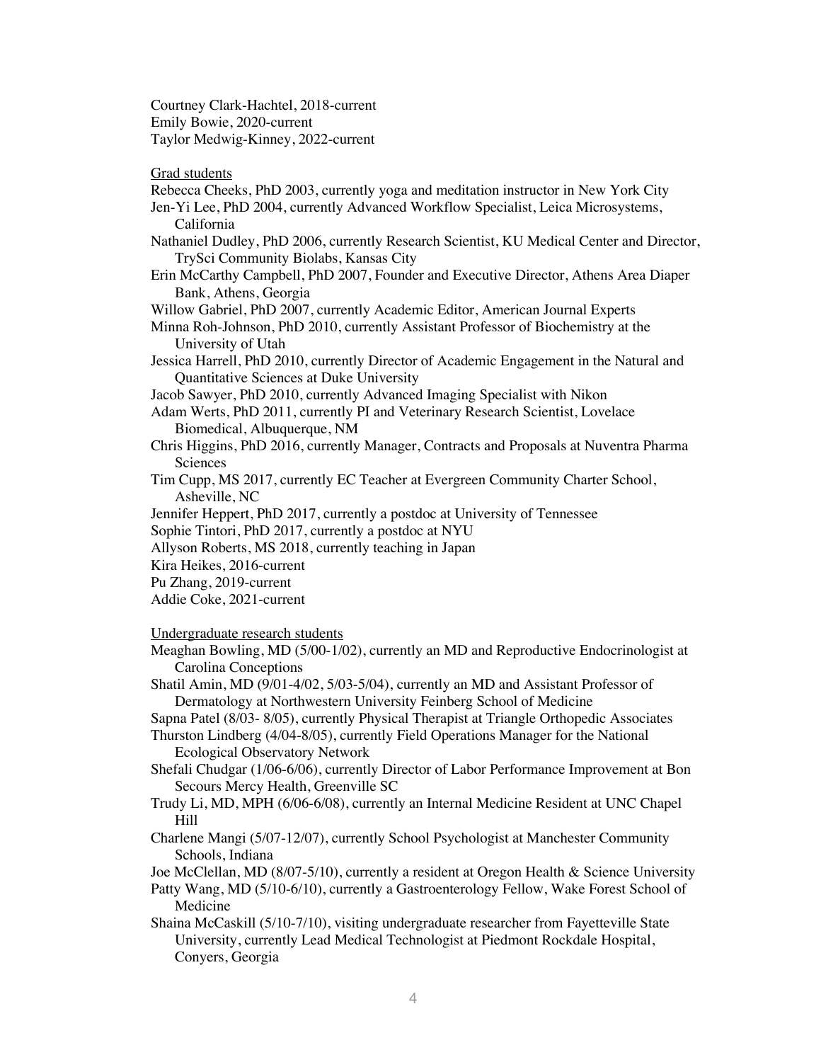Courtney Clark-Hachtel, 2018-current
Emily Bowie, 2020-current
Taylor Medwig-Kinney, 2022-current

Grad students

Rebecca Cheeks, PhD 2003, currently yoga and meditation instructor in New York City
Jen-Yi Lee, PhD 2004, currently Advanced Workflow Specialist, Leica Microsystems, California
Nathaniel Dudley, PhD 2006, currently Research Scientist, KU Medical Center and Director, TrySci Community Biolabs, Kansas City
Erin McCarthy Campbell, PhD 2007, Founder and Executive Director, Athens Area Diaper Bank, Athens, Georgia
Willow Gabriel, PhD 2007, currently Academic Editor, American Journal Experts
Minna Roh-Johnson, PhD 2010, currently Assistant Professor of Biochemistry at the University of Utah
Jessica Harrell, PhD 2010, currently Director of Academic Engagement in the Natural and Quantitative Sciences at Duke University
Jacob Sawyer, PhD 2010, currently Advanced Imaging Specialist with Nikon
Adam Werts, PhD 2011, currently PI and Veterinary Research Scientist, Lovelace Biomedical, Albuquerque, NM
Chris Higgins, PhD 2016, currently Manager, Contracts and Proposals at Nuventra Pharma Sciences
Tim Cupp, MS 2017, currently EC Teacher at Evergreen Community Charter School, Asheville, NC
Jennifer Heppert, PhD 2017, currently a postdoc at University of Tennessee
Sophie Tintori, PhD 2017, currently a postdoc at NYU
Allyson Roberts, MS 2018, currently teaching in Japan
Kira Heikes, 2016-current
Pu Zhang, 2019-current
Addie Coke, 2021-current

Undergraduate research students

Meaghan Bowling, MD (5/00-1/02), currently an MD and Reproductive Endocrinologist at Carolina Conceptions
Shatil Amin, MD (9/01-4/02, 5/03-5/04), currently an MD and Assistant Professor of Dermatology at Northwestern University Feinberg School of Medicine
Sapna Patel (8/03- 8/05), currently Physical Therapist at Triangle Orthopedic Associates
Thurston Lindberg (4/04-8/05), currently Field Operations Manager for the National Ecological Observatory Network
Shefali Chudgar (1/06-6/06), currently Director of Labor Performance Improvement at Bon Secours Mercy Health, Greenville SC
Trudy Li, MD, MPH (6/06-6/08), currently an Internal Medicine Resident at UNC Chapel Hill
Charlene Mangi (5/07-12/07), currently School Psychologist at Manchester Community Schools, Indiana
Joe McClellan, MD (8/07-5/10), currently a resident at Oregon Health & Science University
Patty Wang, MD (5/10-6/10), currently a Gastroenterology Fellow, Wake Forest School of Medicine
Shaina McCaskill (5/10-7/10), visiting undergraduate researcher from Fayetteville State University, currently Lead Medical Technologist at Piedmont Rockdale Hospital, Conyers, Georgia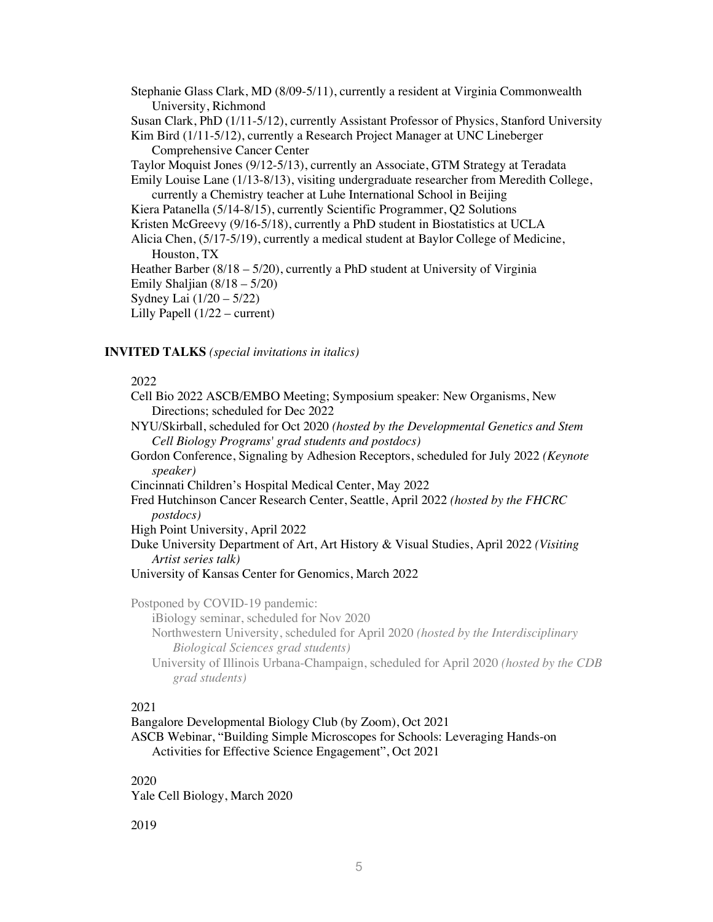Stephanie Glass Clark, MD (8/09-5/11), currently a resident at Virginia Commonwealth University, Richmond
Susan Clark, PhD (1/11-5/12), currently Assistant Professor of Physics, Stanford University
Kim Bird (1/11-5/12), currently a Research Project Manager at UNC Lineberger Comprehensive Cancer Center
Taylor Moquist Jones (9/12-5/13), currently an Associate, GTM Strategy at Teradata
Emily Louise Lane (1/13-8/13), visiting undergraduate researcher from Meredith College, currently a Chemistry teacher at Luhe International School in Beijing
Kiera Patanella (5/14-8/15), currently Scientific Programmer, Q2 Solutions
Kristen McGreevy (9/16-5/18), currently a PhD student in Biostatistics at UCLA
Alicia Chen, (5/17-5/19), currently a medical student at Baylor College of Medicine, Houston, TX
Heather Barber (8/18 – 5/20), currently a PhD student at University of Virginia
Emily Shaljian (8/18 – 5/20)
Sydney Lai (1/20 – 5/22)
Lilly Papell (1/22 – current)

**INVITED TALKS** *(special invitations in italics)*

2022

Cell Bio 2022 ASCB/EMBO Meeting; Symposium speaker: New Organisms, New Directions; scheduled for Dec 2022
NYU/Skirball, scheduled for Oct 2020 *(hosted by the Developmental Genetics and Stem Cell Biology Programs' grad students and postdocs)*
Gordon Conference, Signaling by Adhesion Receptors, scheduled for July 2022 *(Keynote speaker)*
Cincinnati Children's Hospital Medical Center, May 2022
Fred Hutchinson Cancer Research Center, Seattle, April 2022 *(hosted by the FHCRC postdocs)*
High Point University, April 2022
Duke University Department of Art, Art History & Visual Studies, April 2022 *(Visiting Artist series talk)*
University of Kansas Center for Genomics, March 2022

Postponed by COVID-19 pandemic:
iBiology seminar, scheduled for Nov 2020
Northwestern University, scheduled for April 2020 *(hosted by the Interdisciplinary Biological Sciences grad students)*
University of Illinois Urbana-Champaign, scheduled for April 2020 *(hosted by the CDB grad students)*

2021

Bangalore Developmental Biology Club (by Zoom), Oct 2021
ASCB Webinar, "Building Simple Microscopes for Schools: Leveraging Hands-on Activities for Effective Science Engagement", Oct 2021

2020

Yale Cell Biology, March 2020

2019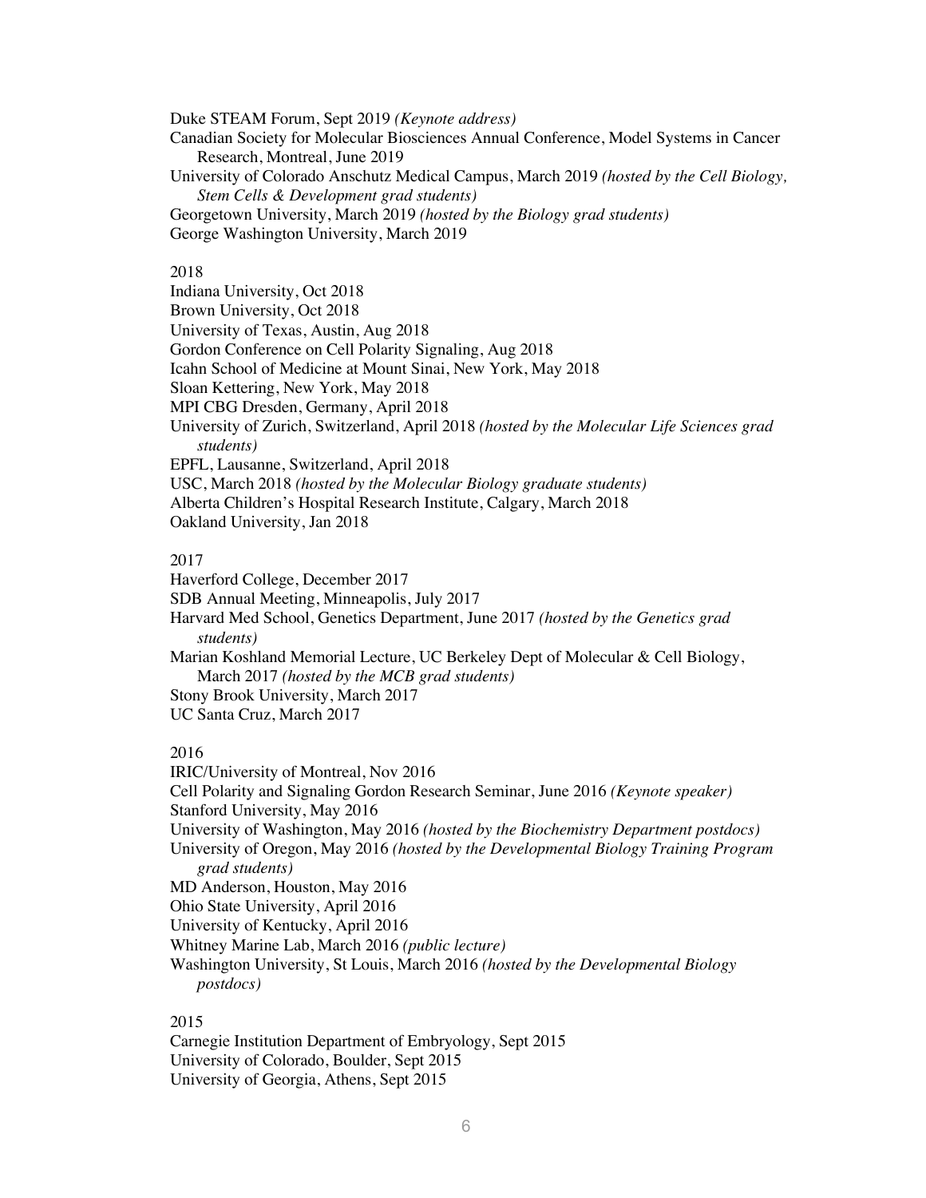Duke STEAM Forum, Sept 2019 *(Keynote address)*
Canadian Society for Molecular Biosciences Annual Conference, Model Systems in Cancer Research, Montreal, June 2019
University of Colorado Anschutz Medical Campus, March 2019 *(hosted by the Cell Biology, Stem Cells & Development grad students)*
Georgetown University, March 2019 *(hosted by the Biology grad students)*
George Washington University, March 2019

2018
Indiana University, Oct 2018
Brown University, Oct 2018
University of Texas, Austin, Aug 2018
Gordon Conference on Cell Polarity Signaling, Aug 2018
Icahn School of Medicine at Mount Sinai, New York, May 2018
Sloan Kettering, New York, May 2018
MPI CBG Dresden, Germany, April 2018
University of Zurich, Switzerland, April 2018 *(hosted by the Molecular Life Sciences grad students)*
EPFL, Lausanne, Switzerland, April 2018
USC, March 2018 *(hosted by the Molecular Biology graduate students)*
Alberta Children's Hospital Research Institute, Calgary, March 2018
Oakland University, Jan 2018

2017
Haverford College, December 2017
SDB Annual Meeting, Minneapolis, July 2017
Harvard Med School, Genetics Department, June 2017 *(hosted by the Genetics grad students)*
Marian Koshland Memorial Lecture, UC Berkeley Dept of Molecular & Cell Biology, March 2017 *(hosted by the MCB grad students)*
Stony Brook University, March 2017
UC Santa Cruz, March 2017

2016
IRIC/University of Montreal, Nov 2016
Cell Polarity and Signaling Gordon Research Seminar, June 2016 *(Keynote speaker)*
Stanford University, May 2016
University of Washington, May 2016 *(hosted by the Biochemistry Department postdocs)*
University of Oregon, May 2016 *(hosted by the Developmental Biology Training Program grad students)*
MD Anderson, Houston, May 2016
Ohio State University, April 2016
University of Kentucky, April 2016
Whitney Marine Lab, March 2016 *(public lecture)*
Washington University, St Louis, March 2016 *(hosted by the Developmental Biology postdocs)*

2015
Carnegie Institution Department of Embryology, Sept 2015
University of Colorado, Boulder, Sept 2015
University of Georgia, Athens, Sept 2015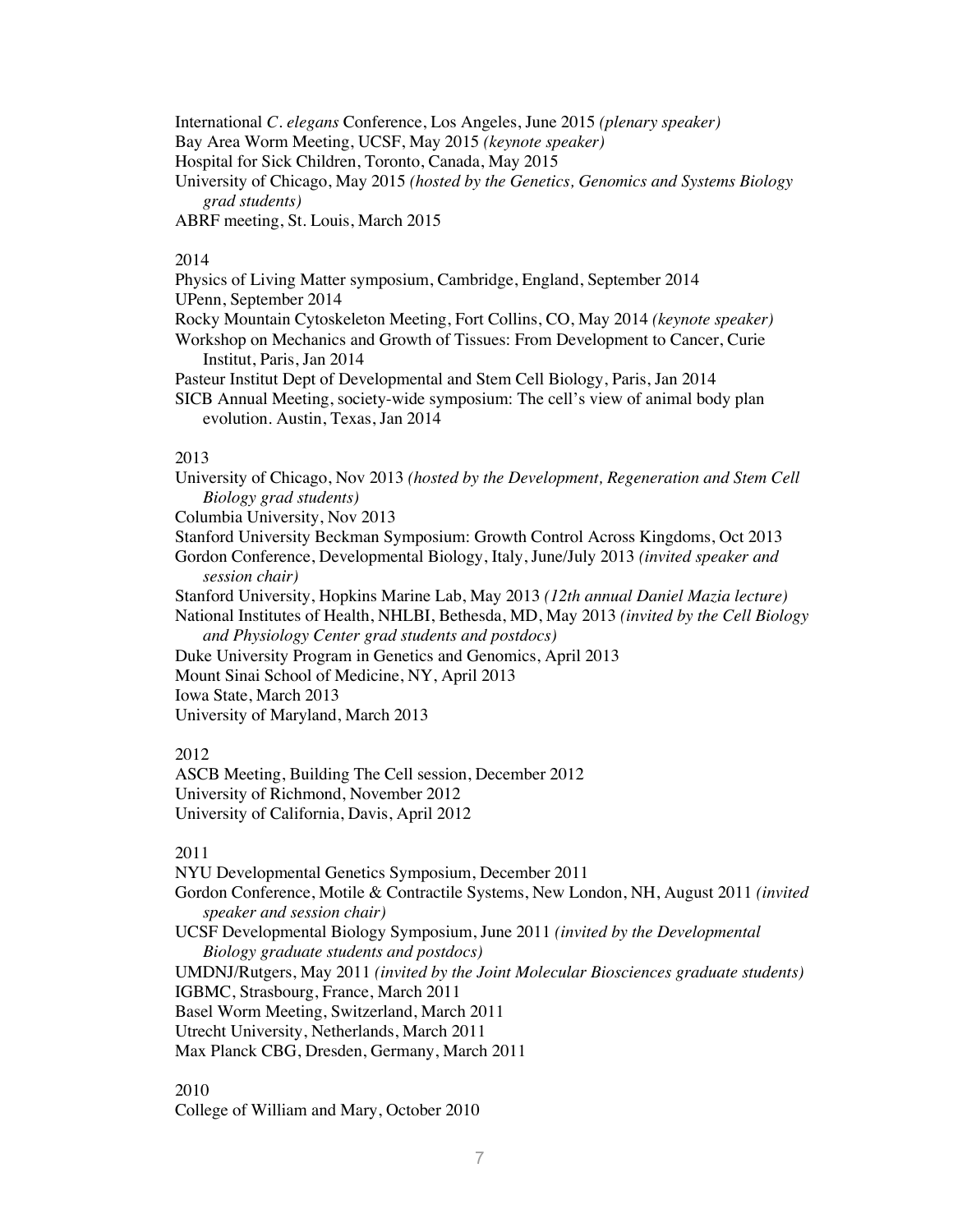International *C. elegans* Conference, Los Angeles, June 2015 *(plenary speaker)*
Bay Area Worm Meeting, UCSF, May 2015 *(keynote speaker)*
Hospital for Sick Children, Toronto, Canada, May 2015
University of Chicago, May 2015 *(hosted by the Genetics, Genomics and Systems Biology grad students)*
ABRF meeting, St. Louis, March 2015

2014

Physics of Living Matter symposium, Cambridge, England, September 2014
UPenn, September 2014
Rocky Mountain Cytoskeleton Meeting, Fort Collins, CO, May 2014 *(keynote speaker)*
Workshop on Mechanics and Growth of Tissues: From Development to Cancer, Curie Institut, Paris, Jan 2014
Pasteur Institut Dept of Developmental and Stem Cell Biology, Paris, Jan 2014
SICB Annual Meeting, society-wide symposium: The cell's view of animal body plan evolution. Austin, Texas, Jan 2014

2013

University of Chicago, Nov 2013 *(hosted by the Development, Regeneration and Stem Cell Biology grad students)*
Columbia University, Nov 2013
Stanford University Beckman Symposium: Growth Control Across Kingdoms, Oct 2013
Gordon Conference, Developmental Biology, Italy, June/July 2013 *(invited speaker and session chair)*
Stanford University, Hopkins Marine Lab, May 2013 *(12th annual Daniel Mazia lecture)*
National Institutes of Health, NHLBI, Bethesda, MD, May 2013 *(invited by the Cell Biology and Physiology Center grad students and postdocs)*
Duke University Program in Genetics and Genomics, April 2013
Mount Sinai School of Medicine, NY, April 2013
Iowa State, March 2013
University of Maryland, March 2013

2012

ASCB Meeting, Building The Cell session, December 2012
University of Richmond, November 2012
University of California, Davis, April 2012

2011

NYU Developmental Genetics Symposium, December 2011
Gordon Conference, Motile & Contractile Systems, New London, NH, August 2011 *(invited speaker and session chair)*
UCSF Developmental Biology Symposium, June 2011 *(invited by the Developmental Biology graduate students and postdocs)*
UMDNJ/Rutgers, May 2011 *(invited by the Joint Molecular Biosciences graduate students)*
IGBMC, Strasbourg, France, March 2011
Basel Worm Meeting, Switzerland, March 2011
Utrecht University, Netherlands, March 2011
Max Planck CBG, Dresden, Germany, March 2011

2010

College of William and Mary, October 2010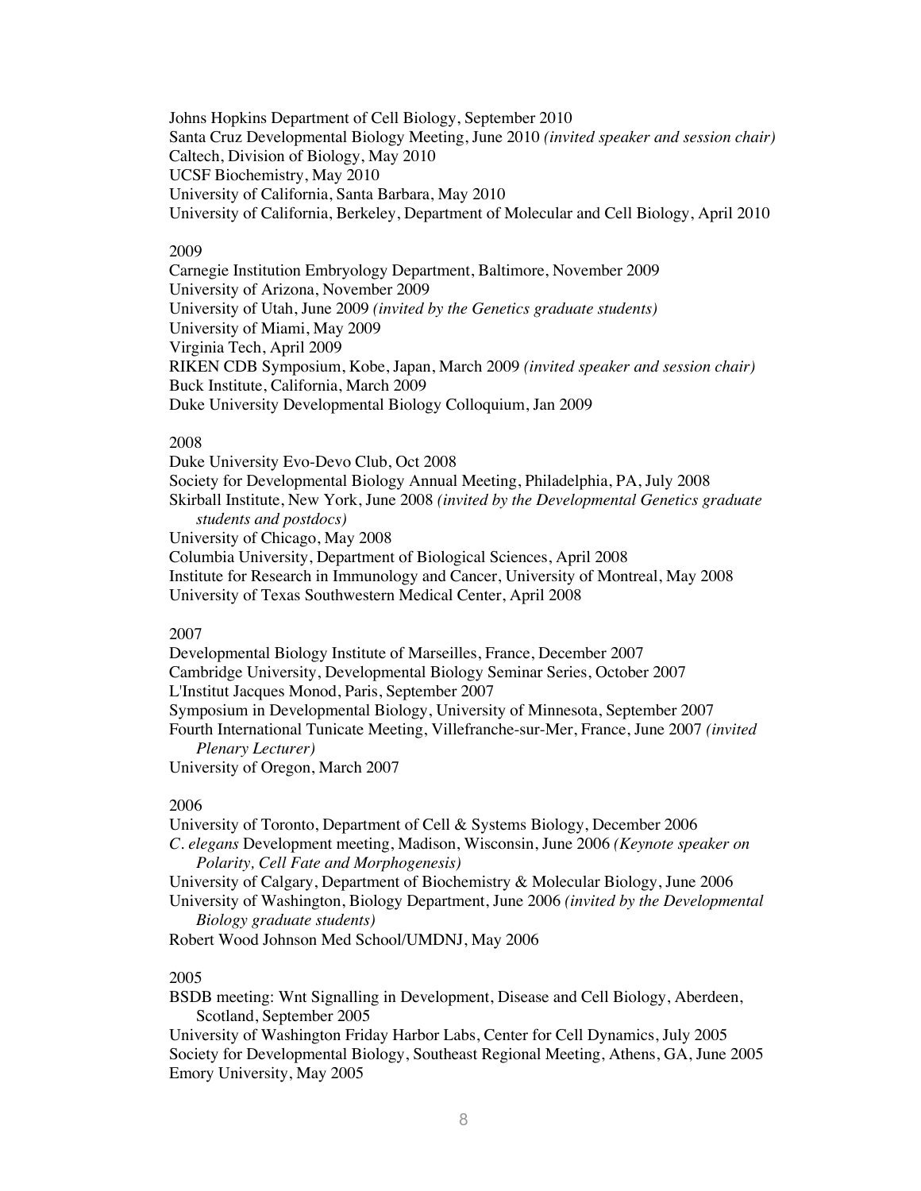Johns Hopkins Department of Cell Biology, September 2010
Santa Cruz Developmental Biology Meeting, June 2010 *(invited speaker and session chair)*
Caltech, Division of Biology, May 2010
UCSF Biochemistry, May 2010
University of California, Santa Barbara, May 2010
University of California, Berkeley, Department of Molecular and Cell Biology, April 2010

2009

Carnegie Institution Embryology Department, Baltimore, November 2009
University of Arizona, November 2009
University of Utah, June 2009 *(invited by the Genetics graduate students)*
University of Miami, May 2009
Virginia Tech, April 2009
RIKEN CDB Symposium, Kobe, Japan, March 2009 *(invited speaker and session chair)*
Buck Institute, California, March 2009
Duke University Developmental Biology Colloquium, Jan 2009

2008

Duke University Evo-Devo Club, Oct 2008
Society for Developmental Biology Annual Meeting, Philadelphia, PA, July 2008
Skirball Institute, New York, June 2008 *(invited by the Developmental Genetics graduate students and postdocs)*
University of Chicago, May 2008
Columbia University, Department of Biological Sciences, April 2008
Institute for Research in Immunology and Cancer, University of Montreal, May 2008
University of Texas Southwestern Medical Center, April 2008

2007

Developmental Biology Institute of Marseilles, France, December 2007
Cambridge University, Developmental Biology Seminar Series, October 2007
L'Institut Jacques Monod, Paris, September 2007
Symposium in Developmental Biology, University of Minnesota, September 2007
Fourth International Tunicate Meeting, Villefranche-sur-Mer, France, June 2007 *(invited Plenary Lecturer)*
University of Oregon, March 2007

2006

University of Toronto, Department of Cell & Systems Biology, December 2006
*C. elegans* Development meeting, Madison, Wisconsin, June 2006 *(Keynote speaker on Polarity, Cell Fate and Morphogenesis)*
University of Calgary, Department of Biochemistry & Molecular Biology, June 2006
University of Washington, Biology Department, June 2006 *(invited by the Developmental Biology graduate students)*
Robert Wood Johnson Med School/UMDNJ, May 2006

2005

BSDB meeting: Wnt Signalling in Development, Disease and Cell Biology, Aberdeen, Scotland, September 2005
University of Washington Friday Harbor Labs, Center for Cell Dynamics, July 2005
Society for Developmental Biology, Southeast Regional Meeting, Athens, GA, June 2005
Emory University, May 2005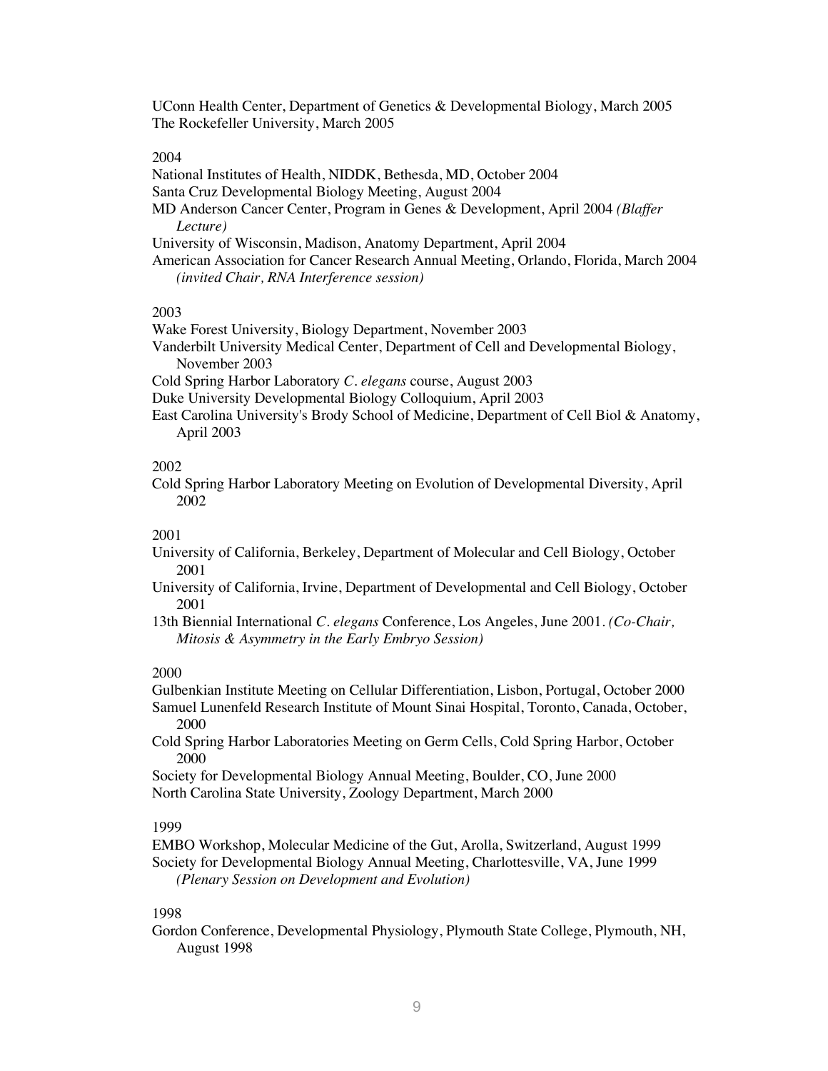UConn Health Center, Department of Genetics & Developmental Biology, March 2005
The Rockefeller University, March 2005

2004

National Institutes of Health, NIDDK, Bethesda, MD, October 2004
Santa Cruz Developmental Biology Meeting, August 2004
MD Anderson Cancer Center, Program in Genes & Development, April 2004 *(Blaffer Lecture)*
University of Wisconsin, Madison, Anatomy Department, April 2004
American Association for Cancer Research Annual Meeting, Orlando, Florida, March 2004 *(invited Chair, RNA Interference session)*

2003

Wake Forest University, Biology Department, November 2003
Vanderbilt University Medical Center, Department of Cell and Developmental Biology, November 2003
Cold Spring Harbor Laboratory *C. elegans* course, August 2003
Duke University Developmental Biology Colloquium, April 2003
East Carolina University's Brody School of Medicine, Department of Cell Biol & Anatomy, April 2003

2002

Cold Spring Harbor Laboratory Meeting on Evolution of Developmental Diversity, April 2002

2001

University of California, Berkeley, Department of Molecular and Cell Biology, October 2001
University of California, Irvine, Department of Developmental and Cell Biology, October 2001
13th Biennial International *C. elegans* Conference, Los Angeles, June 2001. *(Co-Chair, Mitosis & Asymmetry in the Early Embryo Session)*

2000

Gulbenkian Institute Meeting on Cellular Differentiation, Lisbon, Portugal, October 2000
Samuel Lunenfeld Research Institute of Mount Sinai Hospital, Toronto, Canada, October, 2000
Cold Spring Harbor Laboratories Meeting on Germ Cells, Cold Spring Harbor, October 2000
Society for Developmental Biology Annual Meeting, Boulder, CO, June 2000
North Carolina State University, Zoology Department, March 2000

1999

EMBO Workshop, Molecular Medicine of the Gut, Arolla, Switzerland, August 1999
Society for Developmental Biology Annual Meeting, Charlottesville, VA, June 1999 *(Plenary Session on Development and Evolution)*

1998

Gordon Conference, Developmental Physiology, Plymouth State College, Plymouth, NH, August 1998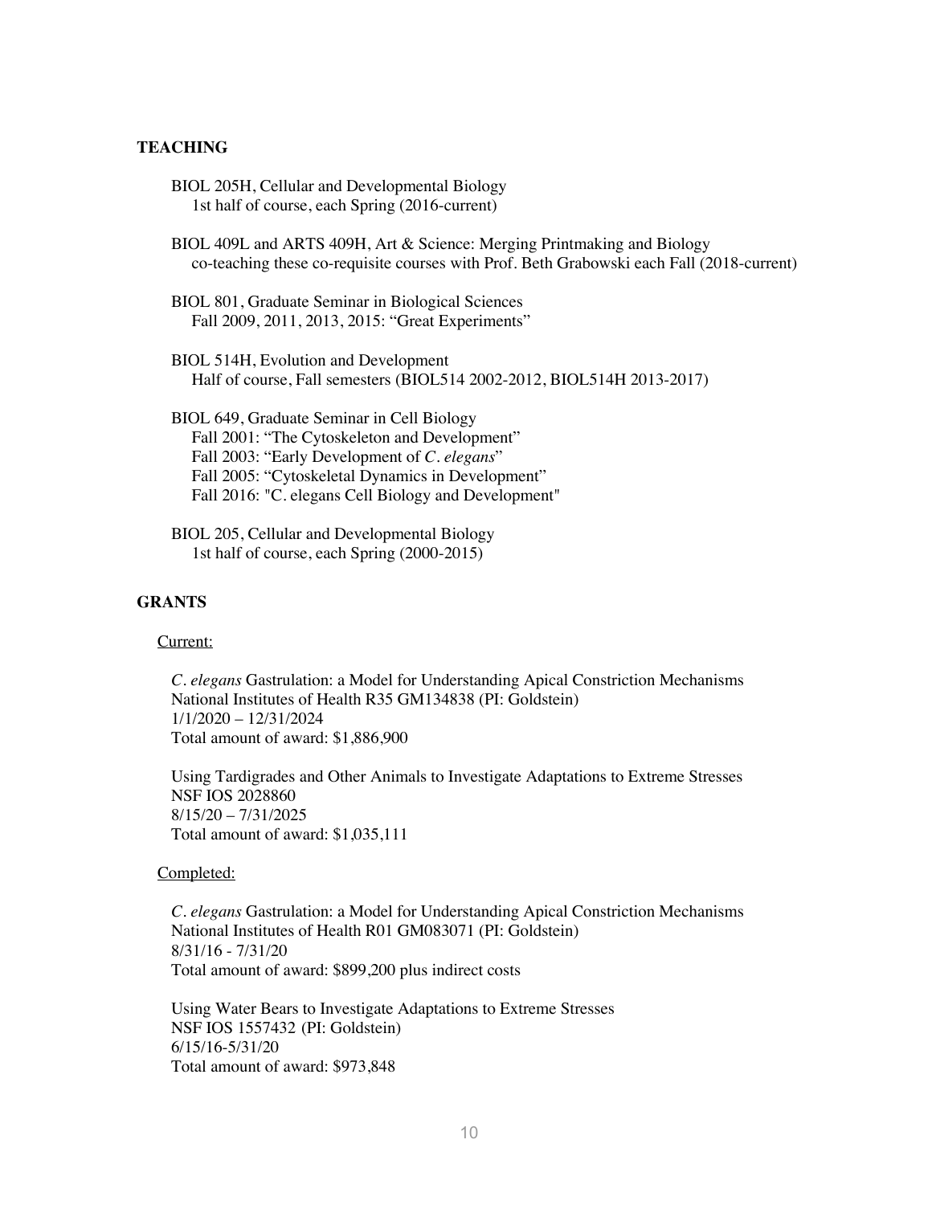## TEACHING

BIOL 205H, Cellular and Developmental Biology
1st half of course, each Spring (2016-current)

BIOL 409L and ARTS 409H, Art & Science: Merging Printmaking and Biology
co-teaching these co-requisite courses with Prof. Beth Grabowski each Fall (2018-current)

BIOL 801, Graduate Seminar in Biological Sciences
Fall 2009, 2011, 2013, 2015: "Great Experiments"

BIOL 514H, Evolution and Development
Half of course, Fall semesters (BIOL514 2002-2012, BIOL514H 2013-2017)

BIOL 649, Graduate Seminar in Cell Biology
Fall 2001: "The Cytoskeleton and Development"
Fall 2003: "Early Development of *C. elegans*"
Fall 2005: "Cytoskeletal Dynamics in Development"
Fall 2016: "C. elegans Cell Biology and Development"

BIOL 205, Cellular and Developmental Biology
1st half of course, each Spring (2000-2015)

## GRANTS

Current:

*C. elegans* Gastrulation: a Model for Understanding Apical Constriction Mechanisms
National Institutes of Health R35 GM134838 (PI: Goldstein)
1/1/2020 – 12/31/2024
Total amount of award: $1,886,900

Using Tardigrades and Other Animals to Investigate Adaptations to Extreme Stresses
NSF IOS 2028860
8/15/20 – 7/31/2025
Total amount of award: $1,035,111

Completed:

*C. elegans* Gastrulation: a Model for Understanding Apical Constriction Mechanisms
National Institutes of Health R01 GM083071 (PI: Goldstein)
8/31/16 - 7/31/20
Total amount of award: $899,200 plus indirect costs

Using Water Bears to Investigate Adaptations to Extreme Stresses
NSF IOS 1557432 (PI: Goldstein)
6/15/16-5/31/20
Total amount of award: $973,848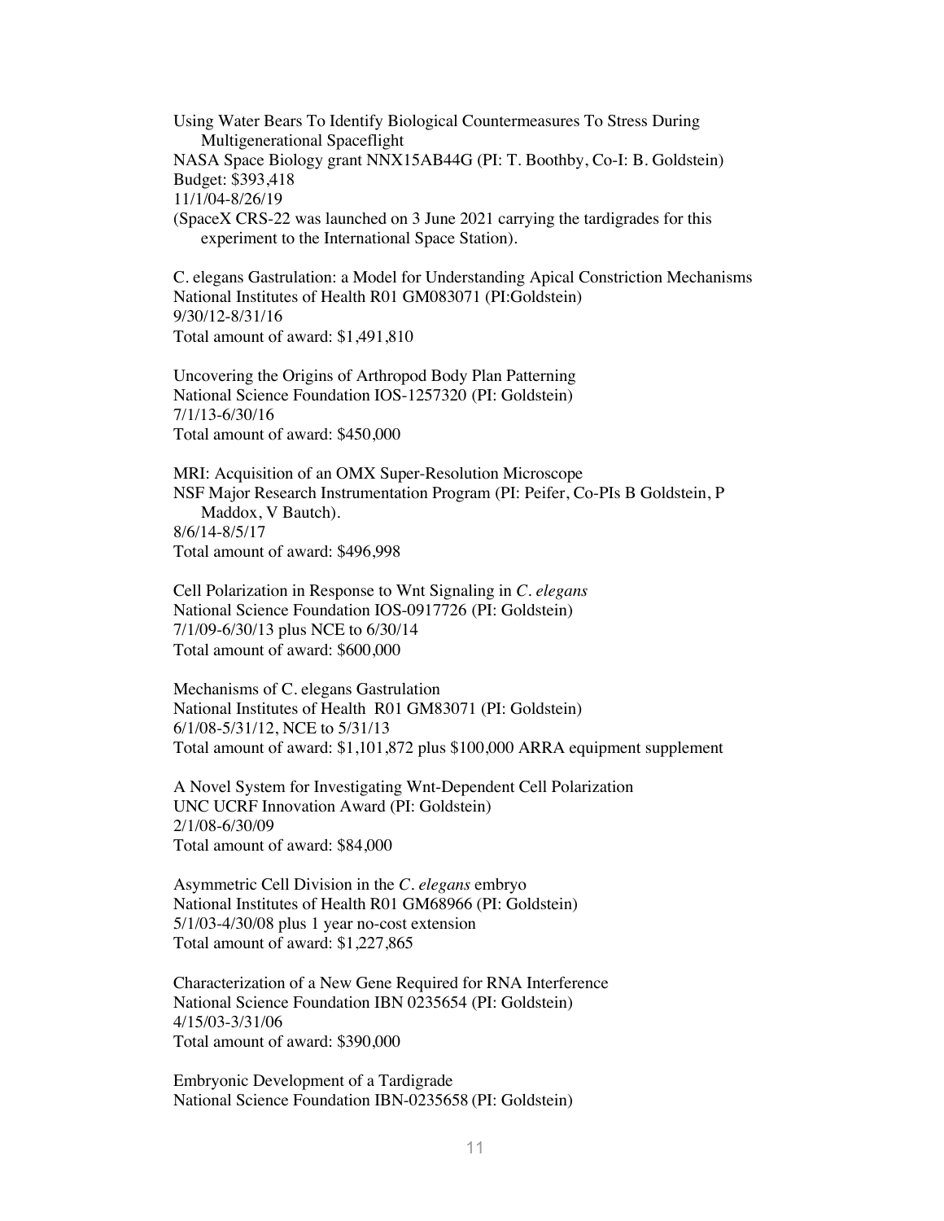Using Water Bears To Identify Biological Countermeasures To Stress During Multigenerational Spaceflight
NASA Space Biology grant NNX15AB44G (PI: T. Boothby, Co-I: B. Goldstein)
Budget: $393,418
11/1/04-8/26/19
(SpaceX CRS-22 was launched on 3 June 2021 carrying the tardigrades for this experiment to the International Space Station).

C. elegans Gastrulation: a Model for Understanding Apical Constriction Mechanisms
National Institutes of Health R01 GM083071 (PI:Goldstein)
9/30/12-8/31/16
Total amount of award: $1,491,810

Uncovering the Origins of Arthropod Body Plan Patterning
National Science Foundation IOS-1257320 (PI: Goldstein)
7/1/13-6/30/16
Total amount of award: $450,000

MRI: Acquisition of an OMX Super-Resolution Microscope
NSF Major Research Instrumentation Program (PI: Peifer, Co-PIs B Goldstein, P Maddox, V Bautch).
8/6/14-8/5/17
Total amount of award: $496,998

Cell Polarization in Response to Wnt Signaling in *C. elegans*
National Science Foundation IOS-0917726 (PI: Goldstein)
7/1/09-6/30/13 plus NCE to 6/30/14
Total amount of award: $600,000

Mechanisms of C. elegans Gastrulation
National Institutes of Health R01 GM83071 (PI: Goldstein)
6/1/08-5/31/12, NCE to 5/31/13
Total amount of award: $1,101,872 plus $100,000 ARRA equipment supplement

A Novel System for Investigating Wnt-Dependent Cell Polarization
UNC UCRF Innovation Award (PI: Goldstein)
2/1/08-6/30/09
Total amount of award: $84,000

Asymmetric Cell Division in the *C. elegans* embryo
National Institutes of Health R01 GM68966 (PI: Goldstein)
5/1/03-4/30/08 plus 1 year no-cost extension
Total amount of award: $1,227,865

Characterization of a New Gene Required for RNA Interference
National Science Foundation IBN 0235654 (PI: Goldstein)
4/15/03-3/31/06
Total amount of award: $390,000

Embryonic Development of a Tardigrade
National Science Foundation IBN-0235658 (PI: Goldstein)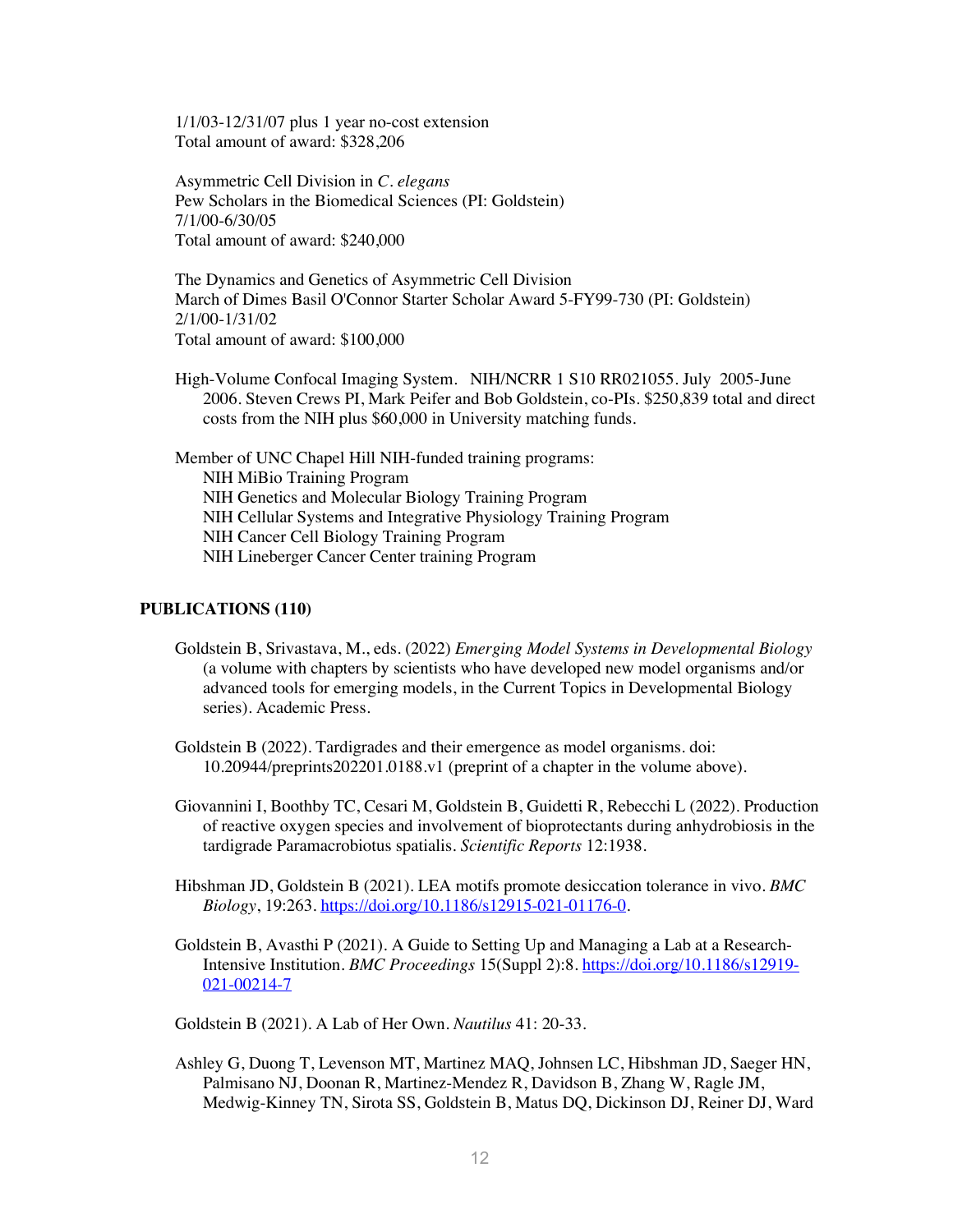1/1/03-12/31/07 plus 1 year no-cost extension
Total amount of award: $328,206

Asymmetric Cell Division in *C. elegans*
Pew Scholars in the Biomedical Sciences (PI: Goldstein)
7/1/00-6/30/05
Total amount of award: $240,000

The Dynamics and Genetics of Asymmetric Cell Division
March of Dimes Basil O'Connor Starter Scholar Award 5-FY99-730 (PI: Goldstein)
2/1/00-1/31/02
Total amount of award: $100,000

High-Volume Confocal Imaging System. NIH/NCRR 1 S10 RR021055. July 2005-June 2006. Steven Crews PI, Mark Peifer and Bob Goldstein, co-PIs. $250,839 total and direct costs from the NIH plus $60,000 in University matching funds.

Member of UNC Chapel Hill NIH-funded training programs:
- NIH MiBio Training Program
- NIH Genetics and Molecular Biology Training Program
- NIH Cellular Systems and Integrative Physiology Training Program
- NIH Cancer Cell Biology Training Program
- NIH Lineberger Cancer Center training Program

## PUBLICATIONS (110)

Goldstein B, Srivastava, M., eds. (2022) *Emerging Model Systems in Developmental Biology* (a volume with chapters by scientists who have developed new model organisms and/or advanced tools for emerging models, in the Current Topics in Developmental Biology series). Academic Press.

Goldstein B (2022). Tardigrades and their emergence as model organisms. doi: 10.20944/preprints202201.0188.v1 (preprint of a chapter in the volume above).

Giovannini I, Boothby TC, Cesari M, Goldstein B, Guidetti R, Rebecchi L (2022). Production of reactive oxygen species and involvement of bioprotectants during anhydrobiosis in the tardigrade Paramacrobiotus spatialis. *Scientific Reports* 12:1938.

Hibshman JD, Goldstein B (2021). LEA motifs promote desiccation tolerance in vivo. *BMC Biology*, 19:263. https://doi.org/10.1186/s12915-021-01176-0.

Goldstein B, Avasthi P (2021). A Guide to Setting Up and Managing a Lab at a Research-Intensive Institution. *BMC Proceedings* 15(Suppl 2):8. https://doi.org/10.1186/s12919-021-00214-7

Goldstein B (2021). A Lab of Her Own. *Nautilus* 41: 20-33.

Ashley G, Duong T, Levenson MT, Martinez MAQ, Johnsen LC, Hibshman JD, Saeger HN, Palmisano NJ, Doonan R, Martinez-Mendez R, Davidson B, Zhang W, Ragle JM, Medwig-Kinney TN, Sirota SS, Goldstein B, Matus DQ, Dickinson DJ, Reiner DJ, Ward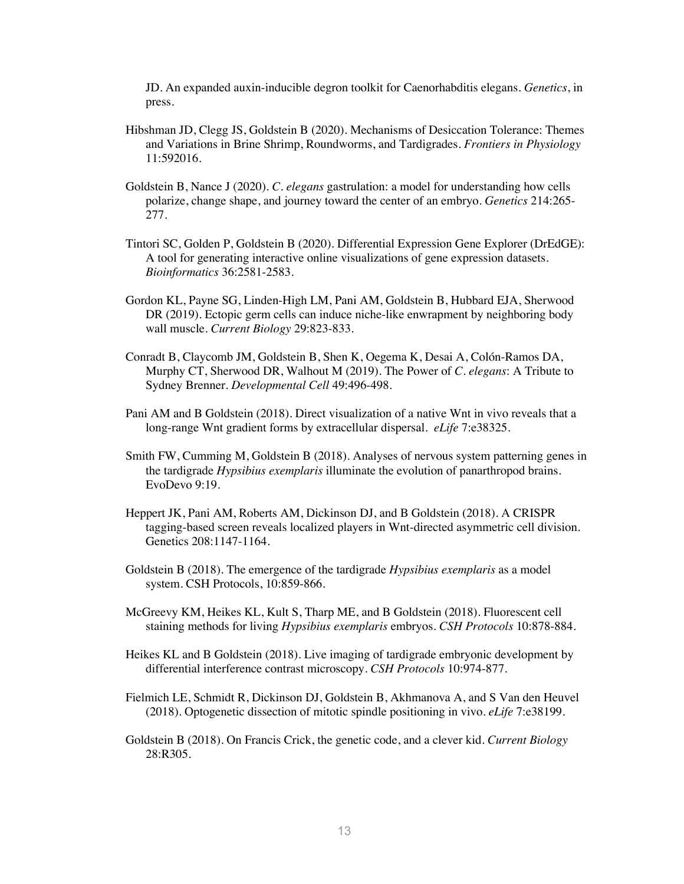JD. An expanded auxin-inducible degron toolkit for Caenorhabditis elegans. *Genetics*, in press.

Hibshman JD, Clegg JS, Goldstein B (2020). Mechanisms of Desiccation Tolerance: Themes and Variations in Brine Shrimp, Roundworms, and Tardigrades. *Frontiers in Physiology* 11:592016.

Goldstein B, Nance J (2020). *C. elegans* gastrulation: a model for understanding how cells polarize, change shape, and journey toward the center of an embryo. *Genetics* 214:265-277.

Tintori SC, Golden P, Goldstein B (2020). Differential Expression Gene Explorer (DrEdGE): A tool for generating interactive online visualizations of gene expression datasets. *Bioinformatics* 36:2581-2583.

Gordon KL, Payne SG, Linden-High LM, Pani AM, Goldstein B, Hubbard EJA, Sherwood DR (2019). Ectopic germ cells can induce niche-like enwrapment by neighboring body wall muscle. *Current Biology* 29:823-833.

Conradt B, Claycomb JM, Goldstein B, Shen K, Oegema K, Desai A, Colón-Ramos DA, Murphy CT, Sherwood DR, Walhout M (2019). The Power of *C. elegans*: A Tribute to Sydney Brenner. *Developmental Cell* 49:496-498.

Pani AM and B Goldstein (2018). Direct visualization of a native Wnt in vivo reveals that a long-range Wnt gradient forms by extracellular dispersal. *eLife* 7:e38325.

Smith FW, Cumming M, Goldstein B (2018). Analyses of nervous system patterning genes in the tardigrade *Hypsibius exemplaris* illuminate the evolution of panarthropod brains. EvoDevo 9:19.

Heppert JK, Pani AM, Roberts AM, Dickinson DJ, and B Goldstein (2018). A CRISPR tagging-based screen reveals localized players in Wnt-directed asymmetric cell division. Genetics 208:1147-1164.

Goldstein B (2018). The emergence of the tardigrade *Hypsibius exemplaris* as a model system. CSH Protocols, 10:859-866.

McGreevy KM, Heikes KL, Kult S, Tharp ME, and B Goldstein (2018). Fluorescent cell staining methods for living *Hypsibius exemplaris* embryos. *CSH Protocols* 10:878-884.

Heikes KL and B Goldstein (2018). Live imaging of tardigrade embryonic development by differential interference contrast microscopy. *CSH Protocols* 10:974-877.

Fielmich LE, Schmidt R, Dickinson DJ, Goldstein B, Akhmanova A, and S Van den Heuvel (2018). Optogenetic dissection of mitotic spindle positioning in vivo. *eLife* 7:e38199.

Goldstein B (2018). On Francis Crick, the genetic code, and a clever kid. *Current Biology* 28:R305.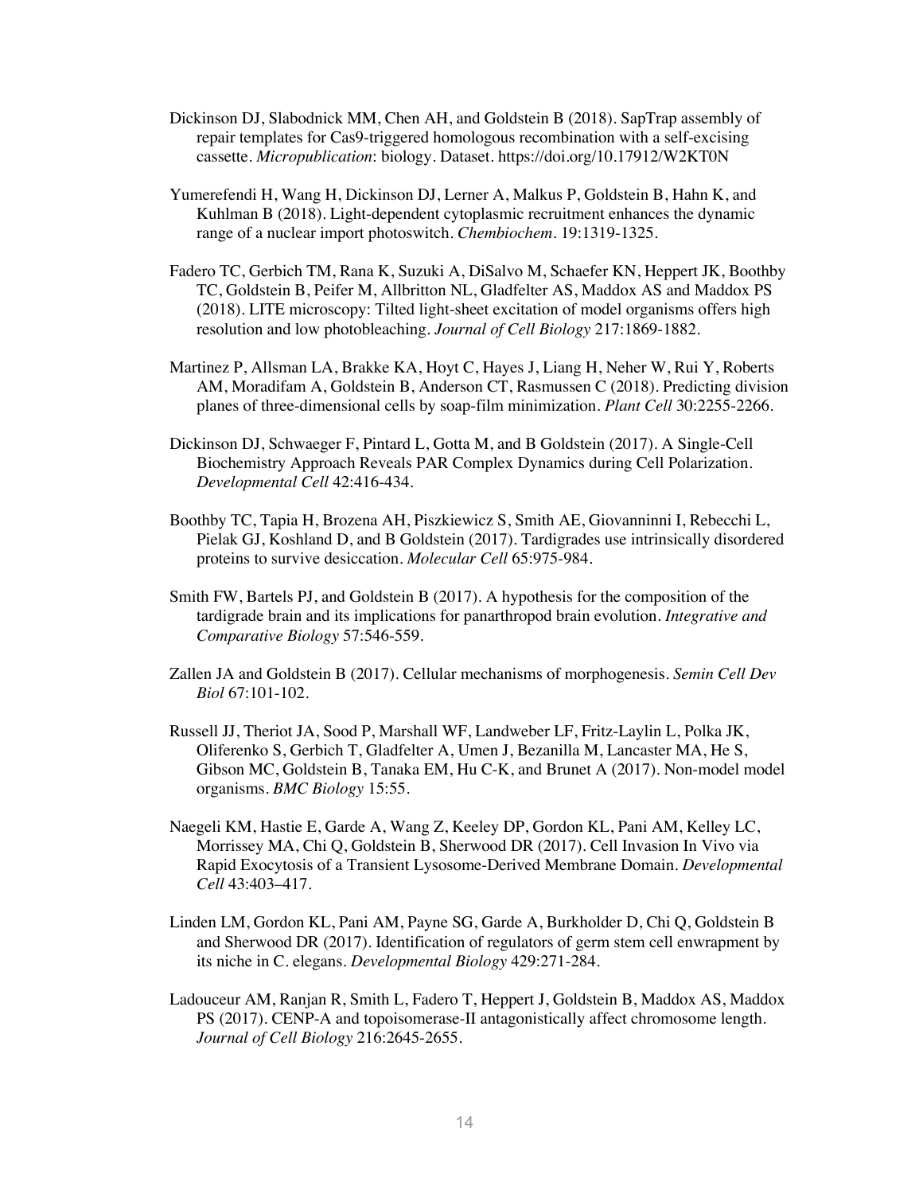Dickinson DJ, Slabodnick MM, Chen AH, and Goldstein B (2018). SapTrap assembly of repair templates for Cas9-triggered homologous recombination with a self-excising cassette. *Micropublication*: biology. Dataset. https://doi.org/10.17912/W2KT0N

Yumerefendi H, Wang H, Dickinson DJ, Lerner A, Malkus P, Goldstein B, Hahn K, and Kuhlman B (2018). Light-dependent cytoplasmic recruitment enhances the dynamic range of a nuclear import photoswitch. *Chembiochem*. 19:1319-1325.

Fadero TC, Gerbich TM, Rana K, Suzuki A, DiSalvo M, Schaefer KN, Heppert JK, Boothby TC, Goldstein B, Peifer M, Allbritton NL, Gladfelter AS, Maddox AS and Maddox PS (2018). LITE microscopy: Tilted light-sheet excitation of model organisms offers high resolution and low photobleaching. *Journal of Cell Biology* 217:1869-1882.

Martinez P, Allsman LA, Brakke KA, Hoyt C, Hayes J, Liang H, Neher W, Rui Y, Roberts AM, Moradifam A, Goldstein B, Anderson CT, Rasmussen C (2018). Predicting division planes of three-dimensional cells by soap-film minimization. *Plant Cell* 30:2255-2266.

Dickinson DJ, Schwaeger F, Pintard L, Gotta M, and B Goldstein (2017). A Single-Cell Biochemistry Approach Reveals PAR Complex Dynamics during Cell Polarization. *Developmental Cell* 42:416-434.

Boothby TC, Tapia H, Brozena AH, Piszkiewicz S, Smith AE, Giovanninni I, Rebecchi L, Pielak GJ, Koshland D, and B Goldstein (2017). Tardigrades use intrinsically disordered proteins to survive desiccation. *Molecular Cell* 65:975-984.

Smith FW, Bartels PJ, and Goldstein B (2017). A hypothesis for the composition of the tardigrade brain and its implications for panarthropod brain evolution. *Integrative and Comparative Biology* 57:546-559.

Zallen JA and Goldstein B (2017). Cellular mechanisms of morphogenesis. *Semin Cell Dev Biol* 67:101-102.

Russell JJ, Theriot JA, Sood P, Marshall WF, Landweber LF, Fritz-Laylin L, Polka JK, Oliferenko S, Gerbich T, Gladfelter A, Umen J, Bezanilla M, Lancaster MA, He S, Gibson MC, Goldstein B, Tanaka EM, Hu C-K, and Brunet A (2017). Non-model model organisms. *BMC Biology* 15:55.

Naegeli KM, Hastie E, Garde A, Wang Z, Keeley DP, Gordon KL, Pani AM, Kelley LC, Morrissey MA, Chi Q, Goldstein B, Sherwood DR (2017). Cell Invasion In Vivo via Rapid Exocytosis of a Transient Lysosome-Derived Membrane Domain. *Developmental Cell* 43:403–417.

Linden LM, Gordon KL, Pani AM, Payne SG, Garde A, Burkholder D, Chi Q, Goldstein B and Sherwood DR (2017). Identification of regulators of germ stem cell enwrapment by its niche in C. elegans. *Developmental Biology* 429:271-284.

Ladouceur AM, Ranjan R, Smith L, Fadero T, Heppert J, Goldstein B, Maddox AS, Maddox PS (2017). CENP-A and topoisomerase-II antagonistically affect chromosome length. *Journal of Cell Biology* 216:2645-2655.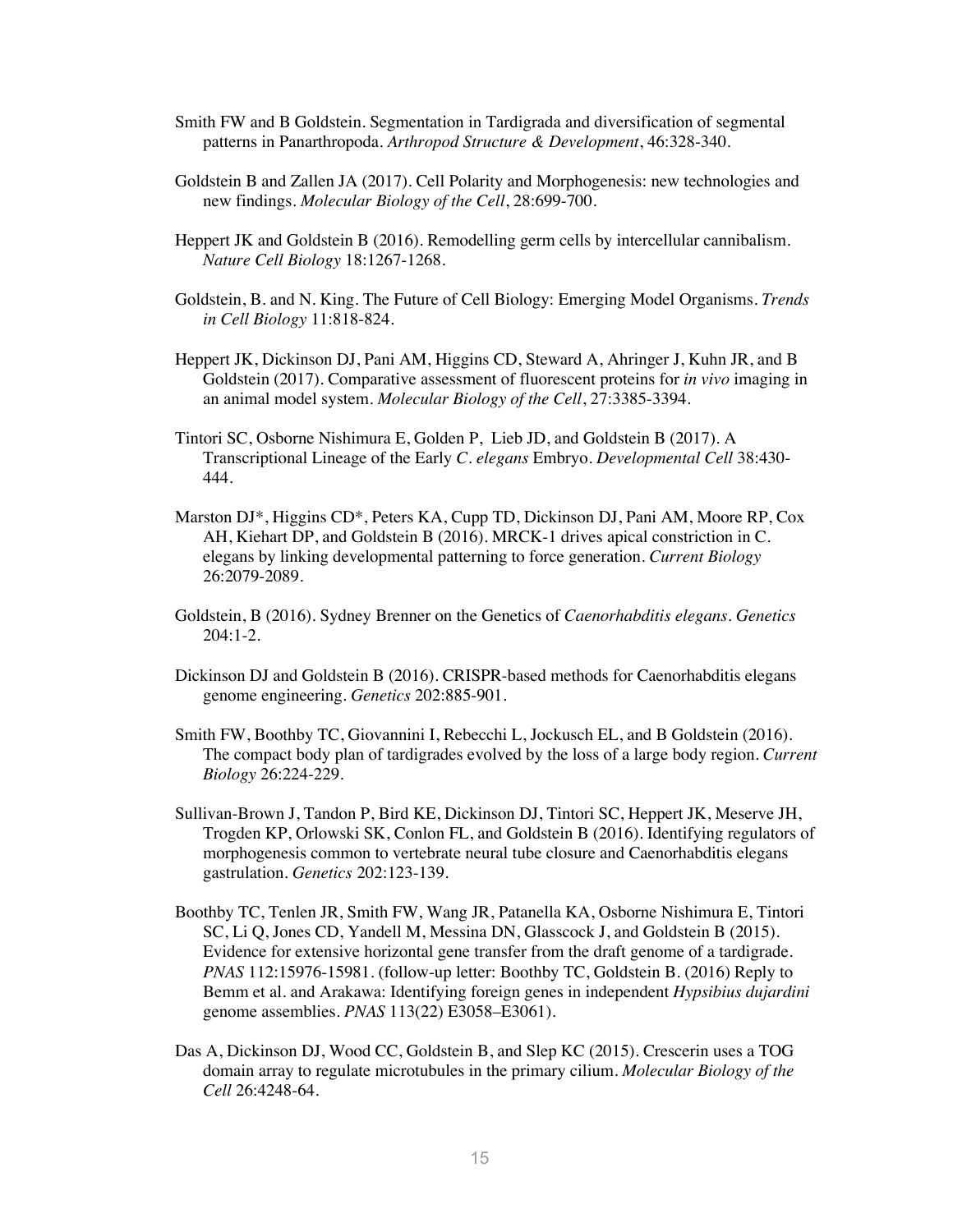Smith FW and B Goldstein. Segmentation in Tardigrada and diversification of segmental patterns in Panarthropoda. *Arthropod Structure & Development*, 46:328-340.

Goldstein B and Zallen JA (2017). Cell Polarity and Morphogenesis: new technologies and new findings. *Molecular Biology of the Cell*, 28:699-700.

Heppert JK and Goldstein B (2016). Remodelling germ cells by intercellular cannibalism. *Nature Cell Biology* 18:1267-1268.

Goldstein, B. and N. King. The Future of Cell Biology: Emerging Model Organisms. *Trends in Cell Biology* 11:818-824.

Heppert JK, Dickinson DJ, Pani AM, Higgins CD, Steward A, Ahringer J, Kuhn JR, and B Goldstein (2017). Comparative assessment of fluorescent proteins for *in vivo* imaging in an animal model system. *Molecular Biology of the Cell*, 27:3385-3394.

Tintori SC, Osborne Nishimura E, Golden P, Lieb JD, and Goldstein B (2017). A Transcriptional Lineage of the Early *C. elegans* Embryo. *Developmental Cell* 38:430-444.

Marston DJ*, Higgins CD*, Peters KA, Cupp TD, Dickinson DJ, Pani AM, Moore RP, Cox AH, Kiehart DP, and Goldstein B (2016). MRCK-1 drives apical constriction in C. elegans by linking developmental patterning to force generation. *Current Biology* 26:2079-2089.

Goldstein, B (2016). Sydney Brenner on the Genetics of *Caenorhabditis elegans*. *Genetics* 204:1-2.

Dickinson DJ and Goldstein B (2016). CRISPR-based methods for Caenorhabditis elegans genome engineering. *Genetics* 202:885-901.

Smith FW, Boothby TC, Giovannini I, Rebecchi L, Jockusch EL, and B Goldstein (2016). The compact body plan of tardigrades evolved by the loss of a large body region. *Current Biology* 26:224-229.

Sullivan-Brown J, Tandon P, Bird KE, Dickinson DJ, Tintori SC, Heppert JK, Meserve JH, Trogden KP, Orlowski SK, Conlon FL, and Goldstein B (2016). Identifying regulators of morphogenesis common to vertebrate neural tube closure and Caenorhabditis elegans gastrulation. *Genetics* 202:123-139.

Boothby TC, Tenlen JR, Smith FW, Wang JR, Patanella KA, Osborne Nishimura E, Tintori SC, Li Q, Jones CD, Yandell M, Messina DN, Glasscock J, and Goldstein B (2015). Evidence for extensive horizontal gene transfer from the draft genome of a tardigrade. *PNAS* 112:15976-15981. (follow-up letter: Boothby TC, Goldstein B. (2016) Reply to Bemm et al. and Arakawa: Identifying foreign genes in independent *Hypsibius dujardini* genome assemblies. *PNAS* 113(22) E3058–E3061).

Das A, Dickinson DJ, Wood CC, Goldstein B, and Slep KC (2015). Crescerin uses a TOG domain array to regulate microtubules in the primary cilium. *Molecular Biology of the Cell* 26:4248-64.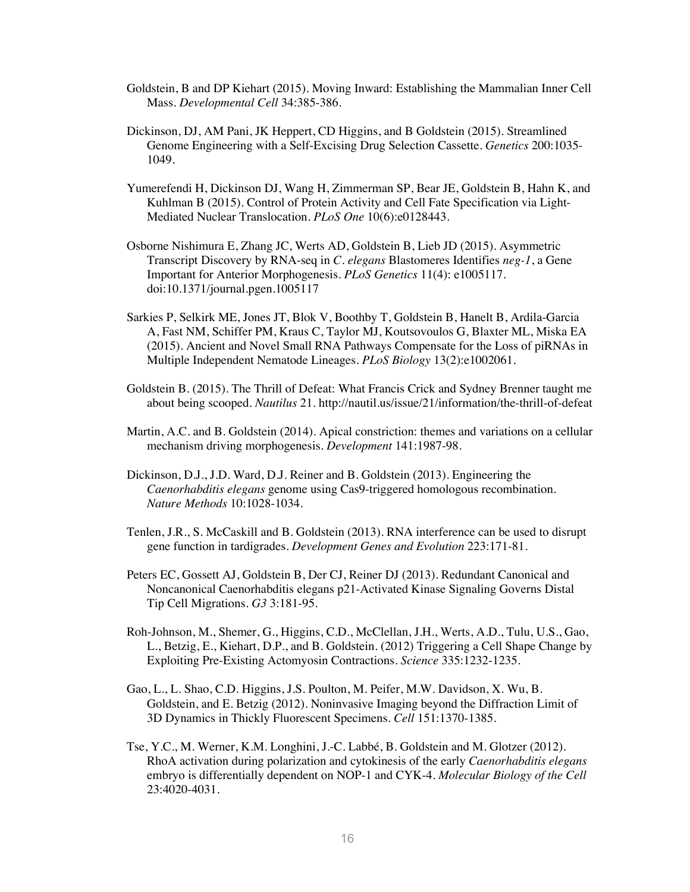Goldstein, B and DP Kiehart (2015). Moving Inward: Establishing the Mammalian Inner Cell Mass. *Developmental Cell* 34:385-386.

Dickinson, DJ, AM Pani, JK Heppert, CD Higgins, and B Goldstein (2015). Streamlined Genome Engineering with a Self-Excising Drug Selection Cassette. *Genetics* 200:1035-1049.

Yumerefendi H, Dickinson DJ, Wang H, Zimmerman SP, Bear JE, Goldstein B, Hahn K, and Kuhlman B (2015). Control of Protein Activity and Cell Fate Specification via Light-Mediated Nuclear Translocation. *PLoS One* 10(6):e0128443.

Osborne Nishimura E, Zhang JC, Werts AD, Goldstein B, Lieb JD (2015). Asymmetric Transcript Discovery by RNA-seq in *C. elegans* Blastomeres Identifies *neg-1*, a Gene Important for Anterior Morphogenesis. *PLoS Genetics* 11(4): e1005117. doi:10.1371/journal.pgen.1005117

Sarkies P, Selkirk ME, Jones JT, Blok V, Boothby T, Goldstein B, Hanelt B, Ardila-Garcia A, Fast NM, Schiffer PM, Kraus C, Taylor MJ, Koutsovoulos G, Blaxter ML, Miska EA (2015). Ancient and Novel Small RNA Pathways Compensate for the Loss of piRNAs in Multiple Independent Nematode Lineages. *PLoS Biology* 13(2):e1002061.

Goldstein B. (2015). The Thrill of Defeat: What Francis Crick and Sydney Brenner taught me about being scooped. *Nautilus* 21. http://nautil.us/issue/21/information/the-thrill-of-defeat

Martin, A.C. and B. Goldstein (2014). Apical constriction: themes and variations on a cellular mechanism driving morphogenesis. *Development* 141:1987-98.

Dickinson, D.J., J.D. Ward, D.J. Reiner and B. Goldstein (2013). Engineering the *Caenorhabditis elegans* genome using Cas9-triggered homologous recombination. *Nature Methods* 10:1028-1034.

Tenlen, J.R., S. McCaskill and B. Goldstein (2013). RNA interference can be used to disrupt gene function in tardigrades. *Development Genes and Evolution* 223:171-81.

Peters EC, Gossett AJ, Goldstein B, Der CJ, Reiner DJ (2013). Redundant Canonical and Noncanonical Caenorhabditis elegans p21-Activated Kinase Signaling Governs Distal Tip Cell Migrations. *G3* 3:181-95.

Roh-Johnson, M., Shemer, G., Higgins, C.D., McClellan, J.H., Werts, A.D., Tulu, U.S., Gao, L., Betzig, E., Kiehart, D.P., and B. Goldstein. (2012) Triggering a Cell Shape Change by Exploiting Pre-Existing Actomyosin Contractions. *Science* 335:1232-1235.

Gao, L., L. Shao, C.D. Higgins, J.S. Poulton, M. Peifer, M.W. Davidson, X. Wu, B. Goldstein, and E. Betzig (2012). Noninvasive Imaging beyond the Diffraction Limit of 3D Dynamics in Thickly Fluorescent Specimens. *Cell* 151:1370-1385.

Tse, Y.C., M. Werner, K.M. Longhini, J.-C. Labbé, B. Goldstein and M. Glotzer (2012). RhoA activation during polarization and cytokinesis of the early *Caenorhabditis elegans* embryo is differentially dependent on NOP-1 and CYK-4. *Molecular Biology of the Cell* 23:4020-4031.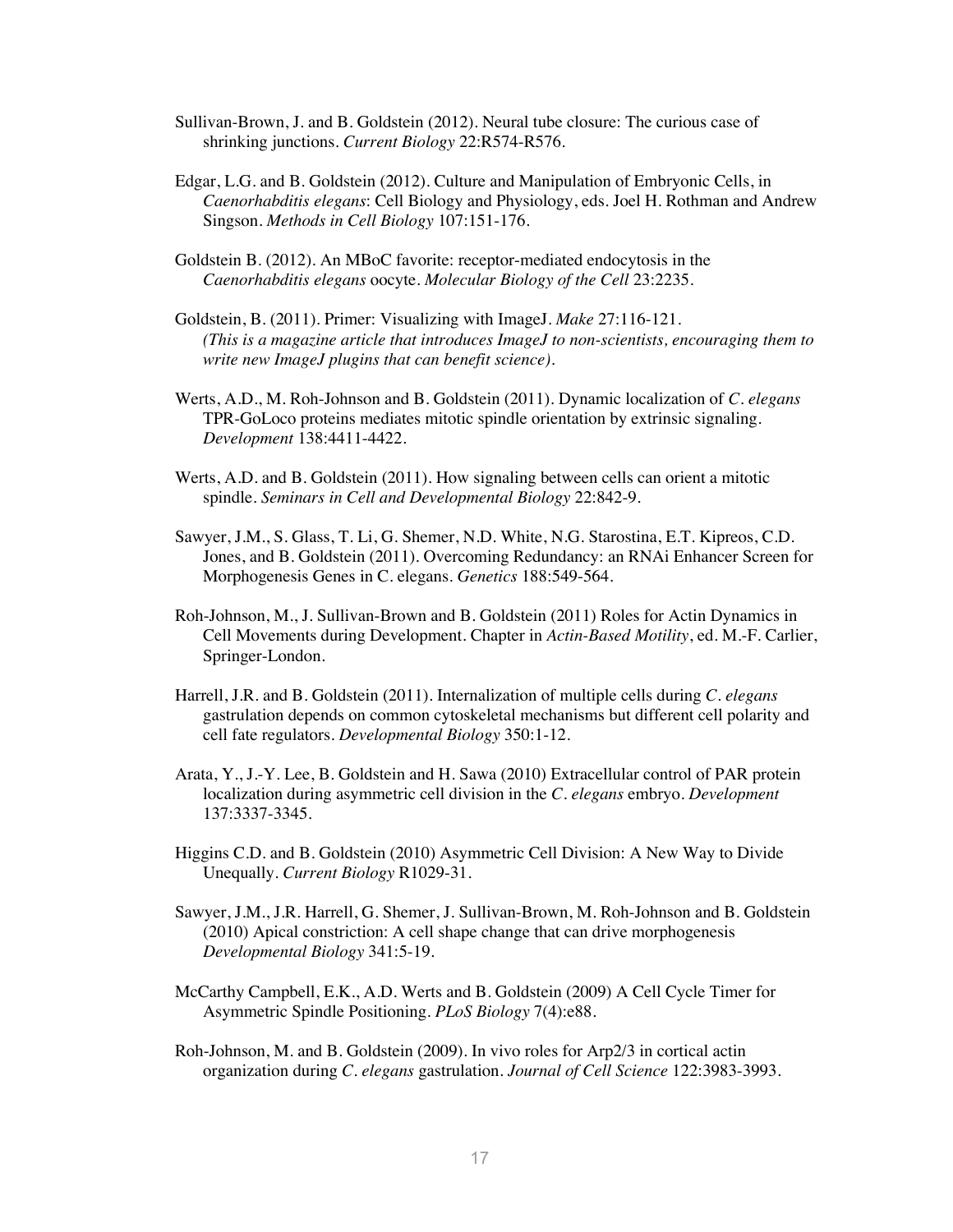Sullivan-Brown, J. and B. Goldstein (2012). Neural tube closure: The curious case of shrinking junctions. *Current Biology* 22:R574-R576.

Edgar, L.G. and B. Goldstein (2012). Culture and Manipulation of Embryonic Cells, in *Caenorhabditis elegans*: Cell Biology and Physiology, eds. Joel H. Rothman and Andrew Singson. *Methods in Cell Biology* 107:151-176.

Goldstein B. (2012). An MBoC favorite: receptor-mediated endocytosis in the *Caenorhabditis elegans* oocyte. *Molecular Biology of the Cell* 23:2235.

Goldstein, B. (2011). Primer: Visualizing with ImageJ. *Make* 27:116-121.
*(This is a magazine article that introduces ImageJ to non-scientists, encouraging them to write new ImageJ plugins that can benefit science).*

Werts, A.D., M. Roh-Johnson and B. Goldstein (2011). Dynamic localization of *C. elegans* TPR-GoLoco proteins mediates mitotic spindle orientation by extrinsic signaling. *Development* 138:4411-4422.

Werts, A.D. and B. Goldstein (2011). How signaling between cells can orient a mitotic spindle. *Seminars in Cell and Developmental Biology* 22:842-9.

Sawyer, J.M., S. Glass, T. Li, G. Shemer, N.D. White, N.G. Starostina, E.T. Kipreos, C.D. Jones, and B. Goldstein (2011). Overcoming Redundancy: an RNAi Enhancer Screen for Morphogenesis Genes in C. elegans. *Genetics* 188:549-564.

Roh-Johnson, M., J. Sullivan-Brown and B. Goldstein (2011) Roles for Actin Dynamics in Cell Movements during Development. Chapter in *Actin-Based Motility*, ed. M.-F. Carlier, Springer-London.

Harrell, J.R. and B. Goldstein (2011). Internalization of multiple cells during *C. elegans* gastrulation depends on common cytoskeletal mechanisms but different cell polarity and cell fate regulators. *Developmental Biology* 350:1-12.

Arata, Y., J.-Y. Lee, B. Goldstein and H. Sawa (2010) Extracellular control of PAR protein localization during asymmetric cell division in the *C. elegans* embryo. *Development* 137:3337-3345.

Higgins C.D. and B. Goldstein (2010) Asymmetric Cell Division: A New Way to Divide Unequally. *Current Biology* R1029-31.

Sawyer, J.M., J.R. Harrell, G. Shemer, J. Sullivan-Brown, M. Roh-Johnson and B. Goldstein (2010) Apical constriction: A cell shape change that can drive morphogenesis *Developmental Biology* 341:5-19.

McCarthy Campbell, E.K., A.D. Werts and B. Goldstein (2009) A Cell Cycle Timer for Asymmetric Spindle Positioning. *PLoS Biology* 7(4):e88.

Roh-Johnson, M. and B. Goldstein (2009). In vivo roles for Arp2/3 in cortical actin organization during *C. elegans* gastrulation. *Journal of Cell Science* 122:3983-3993.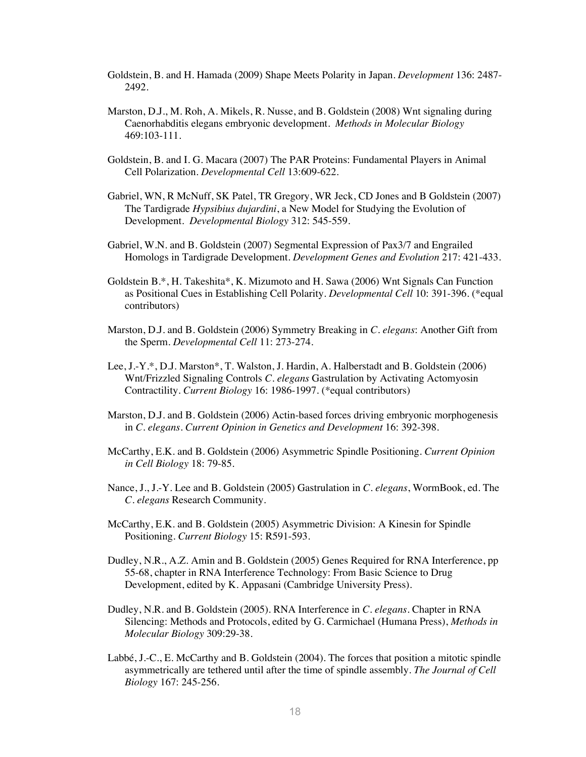Goldstein, B. and H. Hamada (2009) Shape Meets Polarity in Japan. *Development* 136: 2487-2492.

Marston, D.J., M. Roh, A. Mikels, R. Nusse, and B. Goldstein (2008) Wnt signaling during Caenorhabditis elegans embryonic development. *Methods in Molecular Biology* 469:103-111.

Goldstein, B. and I. G. Macara (2007) The PAR Proteins: Fundamental Players in Animal Cell Polarization. *Developmental Cell* 13:609-622.

Gabriel, WN, R McNuff, SK Patel, TR Gregory, WR Jeck, CD Jones and B Goldstein (2007) The Tardigrade *Hypsibius dujardini*, a New Model for Studying the Evolution of Development. *Developmental Biology* 312: 545-559.

Gabriel, W.N. and B. Goldstein (2007) Segmental Expression of Pax3/7 and Engrailed Homologs in Tardigrade Development. *Development Genes and Evolution* 217: 421-433.

Goldstein B.*, H. Takeshita*, K. Mizumoto and H. Sawa (2006) Wnt Signals Can Function as Positional Cues in Establishing Cell Polarity. *Developmental Cell* 10: 391-396. (*equal contributors)

Marston, D.J. and B. Goldstein (2006) Symmetry Breaking in *C. elegans*: Another Gift from the Sperm. *Developmental Cell* 11: 273-274.

Lee, J.-Y.*, D.J. Marston*, T. Walston, J. Hardin, A. Halberstadt and B. Goldstein (2006) Wnt/Frizzled Signaling Controls *C. elegans* Gastrulation by Activating Actomyosin Contractility. *Current Biology* 16: 1986-1997. (*equal contributors)

Marston, D.J. and B. Goldstein (2006) Actin-based forces driving embryonic morphogenesis in *C. elegans*. *Current Opinion in Genetics and Development* 16: 392-398.

McCarthy, E.K. and B. Goldstein (2006) Asymmetric Spindle Positioning. *Current Opinion in Cell Biology* 18: 79-85.

Nance, J., J.-Y. Lee and B. Goldstein (2005) Gastrulation in *C. elegans*, WormBook, ed. The *C. elegans* Research Community.

McCarthy, E.K. and B. Goldstein (2005) Asymmetric Division: A Kinesin for Spindle Positioning. *Current Biology* 15: R591-593.

Dudley, N.R., A.Z. Amin and B. Goldstein (2005) Genes Required for RNA Interference, pp 55-68, chapter in RNA Interference Technology: From Basic Science to Drug Development, edited by K. Appasani (Cambridge University Press).

Dudley, N.R. and B. Goldstein (2005). RNA Interference in *C. elegans*. Chapter in RNA Silencing: Methods and Protocols, edited by G. Carmichael (Humana Press), *Methods in Molecular Biology* 309:29-38.

Labbé, J.-C., E. McCarthy and B. Goldstein (2004). The forces that position a mitotic spindle asymmetrically are tethered until after the time of spindle assembly. *The Journal of Cell Biology* 167: 245-256.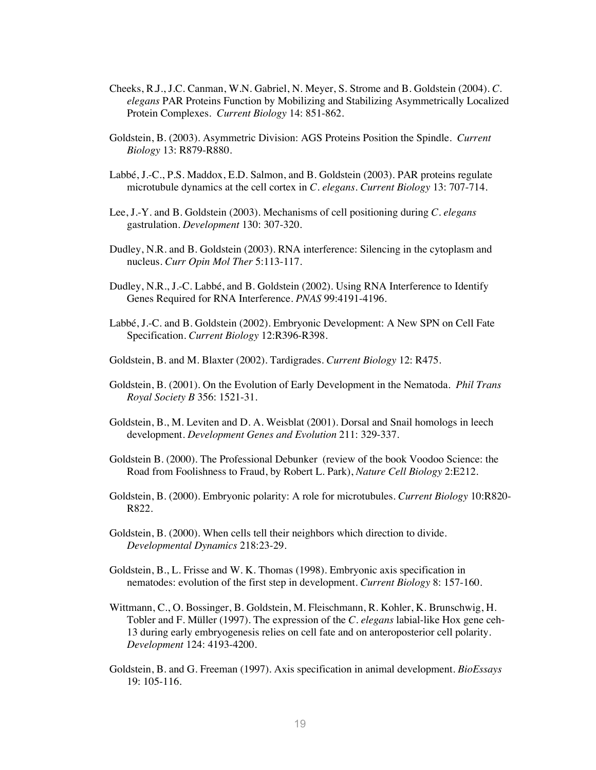Cheeks, R.J., J.C. Canman, W.N. Gabriel, N. Meyer, S. Strome and B. Goldstein (2004). *C. elegans* PAR Proteins Function by Mobilizing and Stabilizing Asymmetrically Localized Protein Complexes. *Current Biology* 14: 851-862.

Goldstein, B. (2003). Asymmetric Division: AGS Proteins Position the Spindle. *Current Biology* 13: R879-R880.

Labbé, J.-C., P.S. Maddox, E.D. Salmon, and B. Goldstein (2003). PAR proteins regulate microtubule dynamics at the cell cortex in *C. elegans*. *Current Biology* 13: 707-714.

Lee, J.-Y. and B. Goldstein (2003). Mechanisms of cell positioning during *C. elegans* gastrulation. *Development* 130: 307-320.

Dudley, N.R. and B. Goldstein (2003). RNA interference: Silencing in the cytoplasm and nucleus. *Curr Opin Mol Ther* 5:113-117.

Dudley, N.R., J.-C. Labbé, and B. Goldstein (2002). Using RNA Interference to Identify Genes Required for RNA Interference. *PNAS* 99:4191-4196.

Labbé, J.-C. and B. Goldstein (2002). Embryonic Development: A New SPN on Cell Fate Specification. *Current Biology* 12:R396-R398.

Goldstein, B. and M. Blaxter (2002). Tardigrades. *Current Biology* 12: R475.

Goldstein, B. (2001). On the Evolution of Early Development in the Nematoda. *Phil Trans Royal Society B* 356: 1521-31.

Goldstein, B., M. Leviten and D. A. Weisblat (2001). Dorsal and Snail homologs in leech development. *Development Genes and Evolution* 211: 329-337.

Goldstein B. (2000). The Professional Debunker (review of the book Voodoo Science: the Road from Foolishness to Fraud, by Robert L. Park), *Nature Cell Biology* 2:E212.

Goldstein, B. (2000). Embryonic polarity: A role for microtubules. *Current Biology* 10:R820-R822.

Goldstein, B. (2000). When cells tell their neighbors which direction to divide. *Developmental Dynamics* 218:23-29.

Goldstein, B., L. Frisse and W. K. Thomas (1998). Embryonic axis specification in nematodes: evolution of the first step in development. *Current Biology* 8: 157-160.

Wittmann, C., O. Bossinger, B. Goldstein, M. Fleischmann, R. Kohler, K. Brunschwig, H. Tobler and F. Müller (1997). The expression of the *C. elegans* labial-like Hox gene ceh-13 during early embryogenesis relies on cell fate and on anteroposterior cell polarity. *Development* 124: 4193-4200.

Goldstein, B. and G. Freeman (1997). Axis specification in animal development. *BioEssays* 19: 105-116.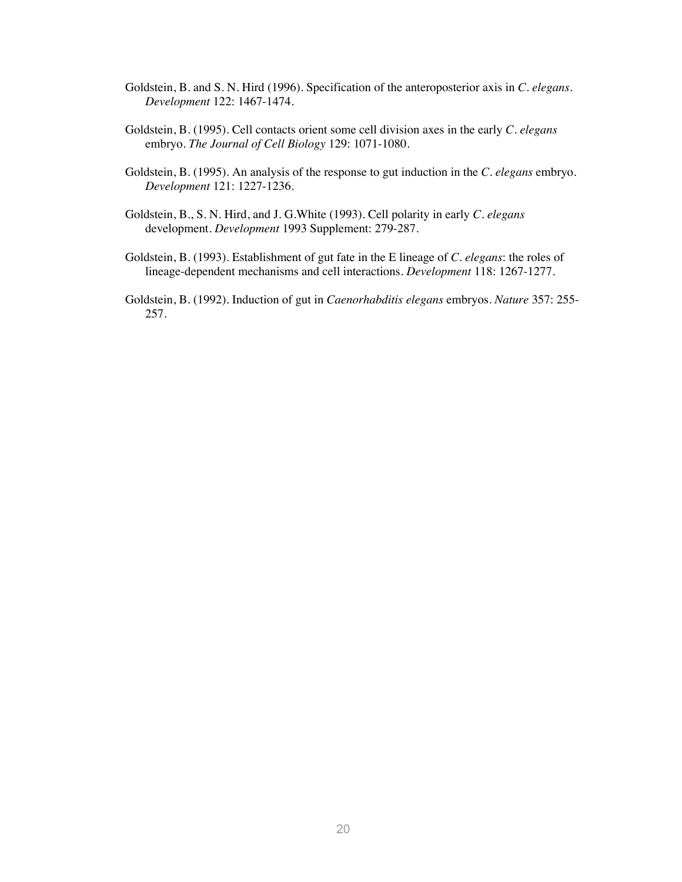Goldstein, B. and S. N. Hird (1996). Specification of the anteroposterior axis in *C. elegans*. *Development* 122: 1467-1474.

Goldstein, B. (1995). Cell contacts orient some cell division axes in the early *C. elegans* embryo. *The Journal of Cell Biology* 129: 1071-1080.

Goldstein, B. (1995). An analysis of the response to gut induction in the *C. elegans* embryo. *Development* 121: 1227-1236.

Goldstein, B., S. N. Hird, and J. G.White (1993). Cell polarity in early *C. elegans* development. *Development* 1993 Supplement: 279-287.

Goldstein, B. (1993). Establishment of gut fate in the E lineage of *C. elegans*: the roles of lineage-dependent mechanisms and cell interactions. *Development* 118: 1267-1277.

Goldstein, B. (1992). Induction of gut in *Caenorhabditis elegans* embryos. *Nature* 357: 255-257.